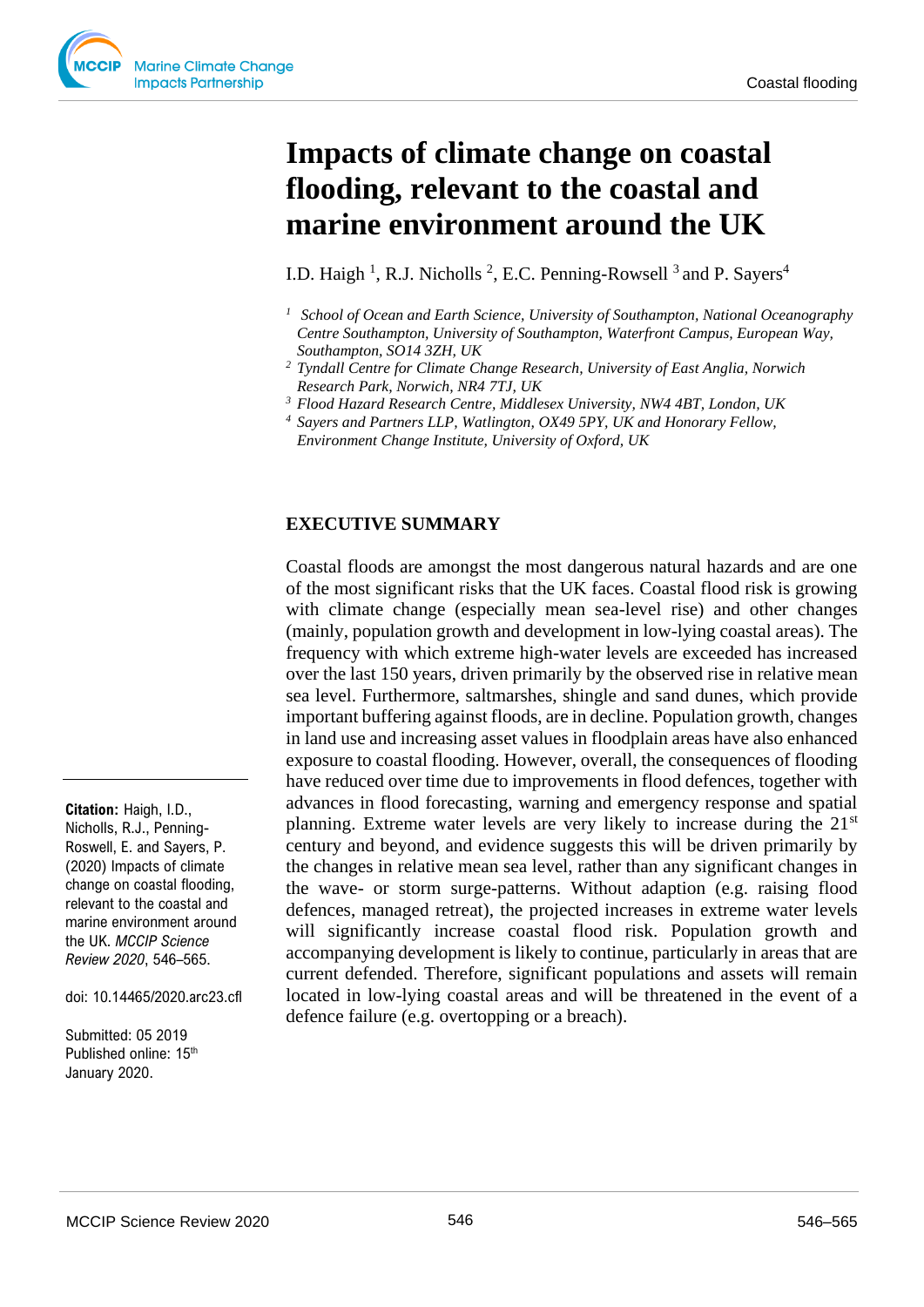# Impacts of climate change on coastal flooding, relevant to the coastal and marine environment around the UK

I.D. Haigh [1], R.J. Nicholls [2], E.C. Penning-Rowsell [3] and P. Sayers[4]

[1] *School of Ocean and Earth Science, University of Southampton, National Oceanography Centre Southampton, University of Southampton, Waterfront Campus, European Way, Southampton, SO14 3ZH, UK*
[2] *Tyndall Centre for Climate Change Research, University of East Anglia, Norwich Research Park, Norwich, NR4 7TJ, UK*
[3] *Flood Hazard Research Centre, Middlesex University, NW4 4BT, London, UK*
[4] *Sayers and Partners LLP, Watlington, OX49 5PY, UK and Honorary Fellow, Environment Change Institute, University of Oxford, UK*

**Citation:** Haigh, I.D., Nicholls, R.J., Penning-Roswell, E. and Sayers, P. (2020) Impacts of climate change on coastal flooding, relevant to the coastal and marine environment around the UK. *MCCIP Science Review 2020*, 546–565.

doi: 10.14465/2020.arc23.cfl

Submitted: 05 2019
Published online: 15th January 2020.

## EXECUTIVE SUMMARY

Coastal floods are amongst the most dangerous natural hazards and are one of the most significant risks that the UK faces. Coastal flood risk is growing with climate change (especially mean sea-level rise) and other changes (mainly, population growth and development in low-lying coastal areas). The frequency with which extreme high-water levels are exceeded has increased over the last 150 years, driven primarily by the observed rise in relative mean sea level. Furthermore, saltmarshes, shingle and sand dunes, which provide important buffering against floods, are in decline. Population growth, changes in land use and increasing asset values in floodplain areas have also enhanced exposure to coastal flooding. However, overall, the consequences of flooding have reduced over time due to improvements in flood defences, together with advances in flood forecasting, warning and emergency response and spatial planning. Extreme water levels are very likely to increase during the 21st century and beyond, and evidence suggests this will be driven primarily by the changes in relative mean sea level, rather than any significant changes in the wave- or storm surge-patterns. Without adaption (e.g. raising flood defences, managed retreat), the projected increases in extreme water levels will significantly increase coastal flood risk. Population growth and accompanying development is likely to continue, particularly in areas that are current defended. Therefore, significant populations and assets will remain located in low-lying coastal areas and will be threatened in the event of a defence failure (e.g. overtopping or a breach).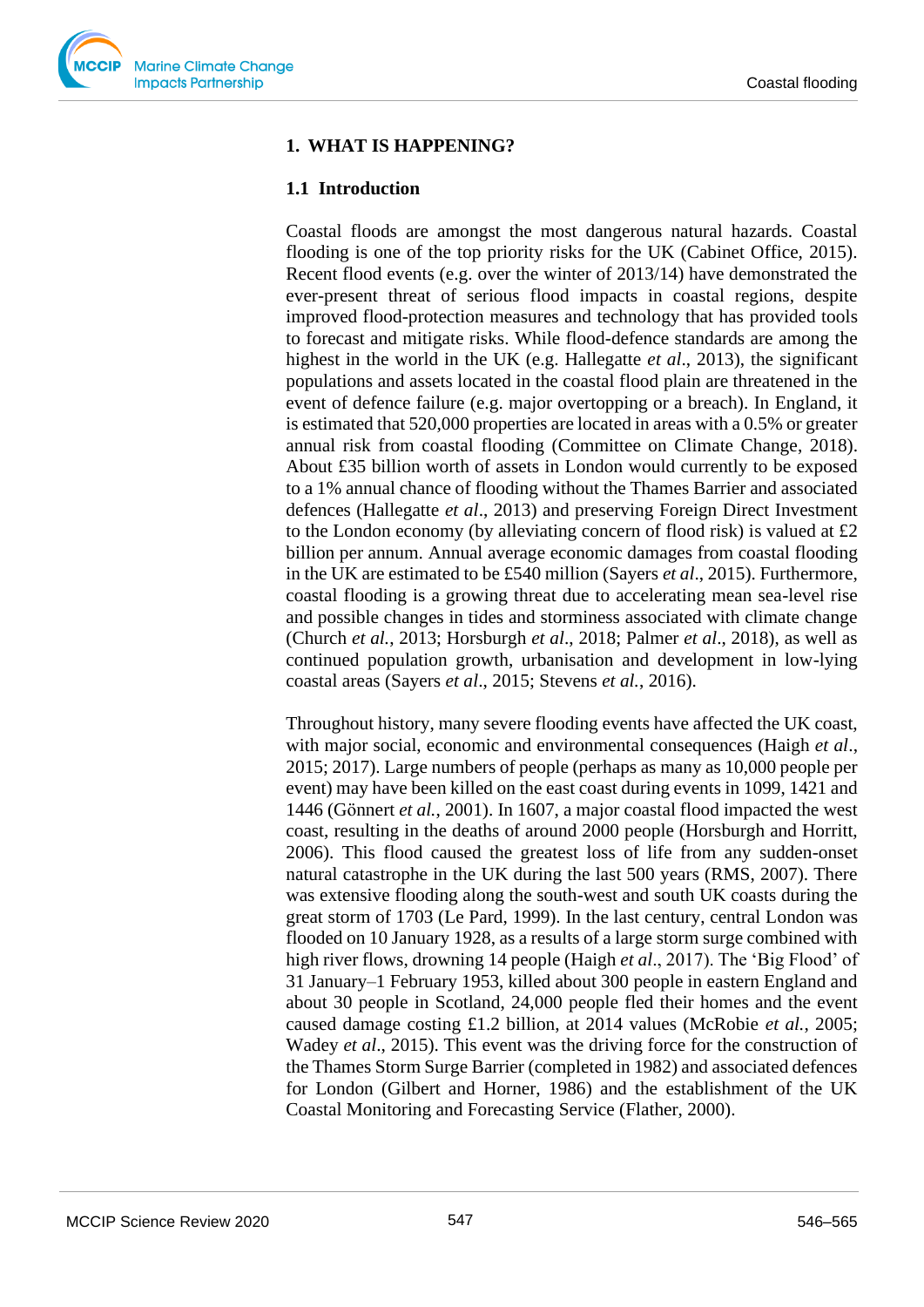# 1. WHAT IS HAPPENING?

## 1.1 Introduction

Coastal floods are amongst the most dangerous natural hazards. Coastal flooding is one of the top priority risks for the UK (Cabinet Office, 2015). Recent flood events (e.g. over the winter of 2013/14) have demonstrated the ever-present threat of serious flood impacts in coastal regions, despite improved flood-protection measures and technology that has provided tools to forecast and mitigate risks. While flood-defence standards are among the highest in the world in the UK (e.g. Hallegatte *et al*., 2013), the significant populations and assets located in the coastal flood plain are threatened in the event of defence failure (e.g. major overtopping or a breach). In England, it is estimated that 520,000 properties are located in areas with a 0.5% or greater annual risk from coastal flooding (Committee on Climate Change, 2018). About £35 billion worth of assets in London would currently to be exposed to a 1% annual chance of flooding without the Thames Barrier and associated defences (Hallegatte *et al*., 2013) and preserving Foreign Direct Investment to the London economy (by alleviating concern of flood risk) is valued at £2 billion per annum. Annual average economic damages from coastal flooding in the UK are estimated to be £540 million (Sayers *et al*., 2015). Furthermore, coastal flooding is a growing threat due to accelerating mean sea-level rise and possible changes in tides and storminess associated with climate change (Church *et al.*, 2013; Horsburgh *et al*., 2018; Palmer *et al*., 2018), as well as continued population growth, urbanisation and development in low-lying coastal areas (Sayers *et al*., 2015; Stevens *et al.*, 2016).

Throughout history, many severe flooding events have affected the UK coast, with major social, economic and environmental consequences (Haigh *et al*., 2015; 2017). Large numbers of people (perhaps as many as 10,000 people per event) may have been killed on the east coast during events in 1099, 1421 and 1446 (Gönnert *et al.*, 2001). In 1607, a major coastal flood impacted the west coast, resulting in the deaths of around 2000 people (Horsburgh and Horritt, 2006). This flood caused the greatest loss of life from any sudden-onset natural catastrophe in the UK during the last 500 years (RMS, 2007). There was extensive flooding along the south-west and south UK coasts during the great storm of 1703 (Le Pard, 1999). In the last century, central London was flooded on 10 January 1928, as a results of a large storm surge combined with high river flows, drowning 14 people (Haigh *et al*., 2017). The 'Big Flood' of 31 January–1 February 1953, killed about 300 people in eastern England and about 30 people in Scotland, 24,000 people fled their homes and the event caused damage costing £1.2 billion, at 2014 values (McRobie *et al.*, 2005; Wadey *et al*., 2015). This event was the driving force for the construction of the Thames Storm Surge Barrier (completed in 1982) and associated defences for London (Gilbert and Horner, 1986) and the establishment of the UK Coastal Monitoring and Forecasting Service (Flather, 2000).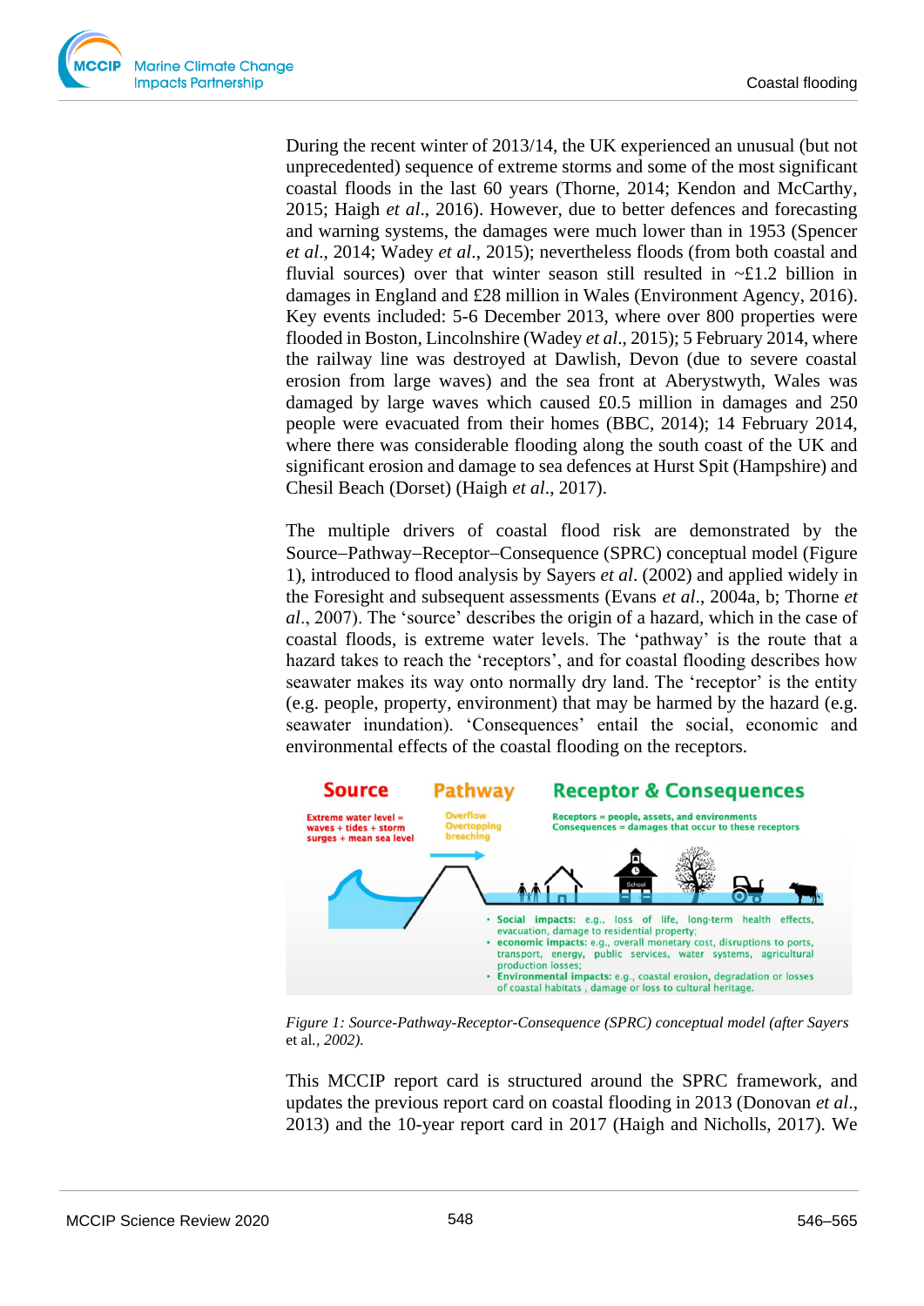During the recent winter of 2013/14, the UK experienced an unusual (but not unprecedented) sequence of extreme storms and some of the most significant coastal floods in the last 60 years (Thorne, 2014; Kendon and McCarthy, 2015; Haigh *et al*., 2016). However, due to better defences and forecasting and warning systems, the damages were much lower than in 1953 (Spencer *et al*., 2014; Wadey *et al*., 2015); nevertheless floods (from both coastal and fluvial sources) over that winter season still resulted in ~£1.2 billion in damages in England and £28 million in Wales (Environment Agency, 2016). Key events included: 5-6 December 2013, where over 800 properties were flooded in Boston, Lincolnshire (Wadey *et al*., 2015); 5 February 2014, where the railway line was destroyed at Dawlish, Devon (due to severe coastal erosion from large waves) and the sea front at Aberystwyth, Wales was damaged by large waves which caused £0.5 million in damages and 250 people were evacuated from their homes (BBC, 2014); 14 February 2014, where there was considerable flooding along the south coast of the UK and significant erosion and damage to sea defences at Hurst Spit (Hampshire) and Chesil Beach (Dorset) (Haigh *et al*., 2017).

The multiple drivers of coastal flood risk are demonstrated by the Source–Pathway–Receptor–Consequence (SPRC) conceptual model (Figure 1), introduced to flood analysis by Sayers *et al*. (2002) and applied widely in the Foresight and subsequent assessments (Evans *et al*., 2004a, b; Thorne *et al*., 2007). The 'source' describes the origin of a hazard, which in the case of coastal floods, is extreme water levels. The 'pathway' is the route that a hazard takes to reach the 'receptors', and for coastal flooding describes how seawater makes its way onto normally dry land. The 'receptor' is the entity (e.g. people, property, environment) that may be harmed by the hazard (e.g. seawater inundation). 'Consequences' entail the social, economic and environmental effects of the coastal flooding on the receptors.

*Figure 1: Source-Pathway-Receptor-Consequence (SPRC) conceptual model (after Sayers* et al., *2002).*

This MCCIP report card is structured around the SPRC framework, and updates the previous report card on coastal flooding in 2013 (Donovan *et al*., 2013) and the 10-year report card in 2017 (Haigh and Nicholls, 2017). We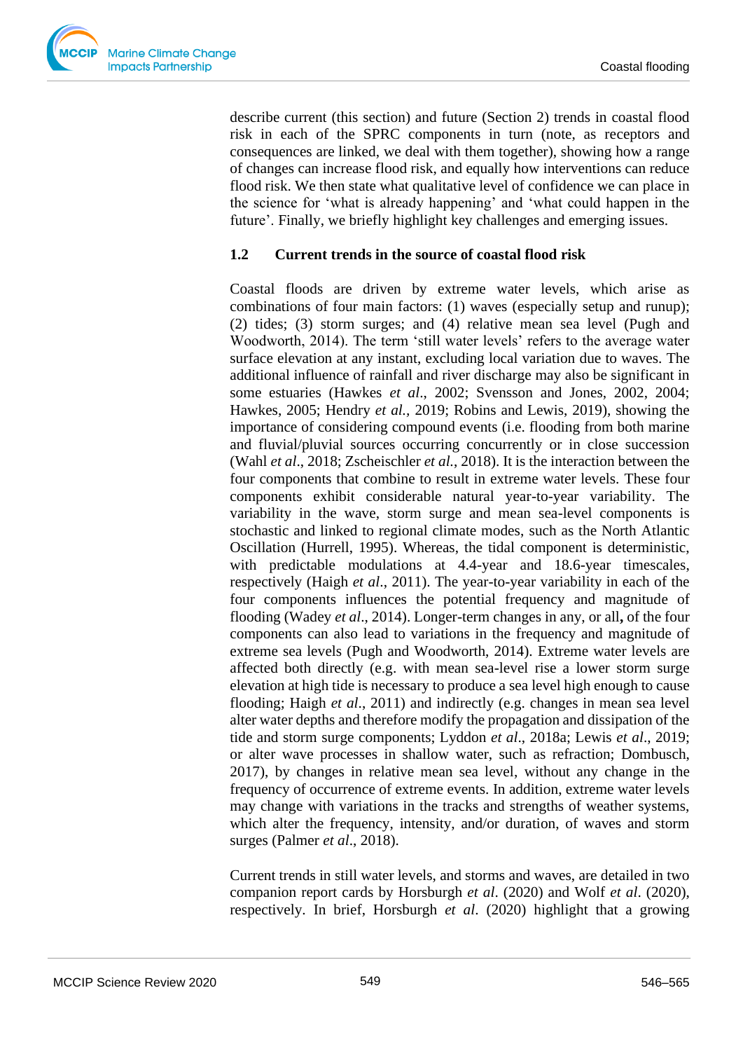describe current (this section) and future (Section 2) trends in coastal flood risk in each of the SPRC components in turn (note, as receptors and consequences are linked, we deal with them together), showing how a range of changes can increase flood risk, and equally how interventions can reduce flood risk. We then state what qualitative level of confidence we can place in the science for 'what is already happening' and 'what could happen in the future'. Finally, we briefly highlight key challenges and emerging issues.

## 1.2 Current trends in the source of coastal flood risk

Coastal floods are driven by extreme water levels, which arise as combinations of four main factors: (1) waves (especially setup and runup); (2) tides; (3) storm surges; and (4) relative mean sea level (Pugh and Woodworth, 2014). The term 'still water levels' refers to the average water surface elevation at any instant, excluding local variation due to waves. The additional influence of rainfall and river discharge may also be significant in some estuaries (Hawkes *et al*., 2002; Svensson and Jones, 2002, 2004; Hawkes, 2005; Hendry *et al.,* 2019; Robins and Lewis, 2019), showing the importance of considering compound events (i.e. flooding from both marine and fluvial/pluvial sources occurring concurrently or in close succession (Wahl *et al*., 2018; Zscheischler *et al.*, 2018). It is the interaction between the four components that combine to result in extreme water levels. These four components exhibit considerable natural year-to-year variability. The variability in the wave, storm surge and mean sea-level components is stochastic and linked to regional climate modes, such as the North Atlantic Oscillation (Hurrell, 1995). Whereas, the tidal component is deterministic, with predictable modulations at 4.4-year and 18.6-year timescales, respectively (Haigh *et al*., 2011). The year-to-year variability in each of the four components influences the potential frequency and magnitude of flooding (Wadey *et al*., 2014). Longer-term changes in any, or all**,** of the four components can also lead to variations in the frequency and magnitude of extreme sea levels (Pugh and Woodworth, 2014). Extreme water levels are affected both directly (e.g. with mean sea-level rise a lower storm surge elevation at high tide is necessary to produce a sea level high enough to cause flooding; Haigh *et al*., 2011) and indirectly (e.g. changes in mean sea level alter water depths and therefore modify the propagation and dissipation of the tide and storm surge components; Lyddon *et al*., 2018a; Lewis *et al*., 2019; or alter wave processes in shallow water, such as refraction; Dombusch, 2017), by changes in relative mean sea level, without any change in the frequency of occurrence of extreme events. In addition, extreme water levels may change with variations in the tracks and strengths of weather systems, which alter the frequency, intensity, and/or duration, of waves and storm surges (Palmer *et al*., 2018).

Current trends in still water levels, and storms and waves, are detailed in two companion report cards by Horsburgh *et al*. (2020) and Wolf *et al*. (2020), respectively. In brief, Horsburgh *et al*. (2020) highlight that a growing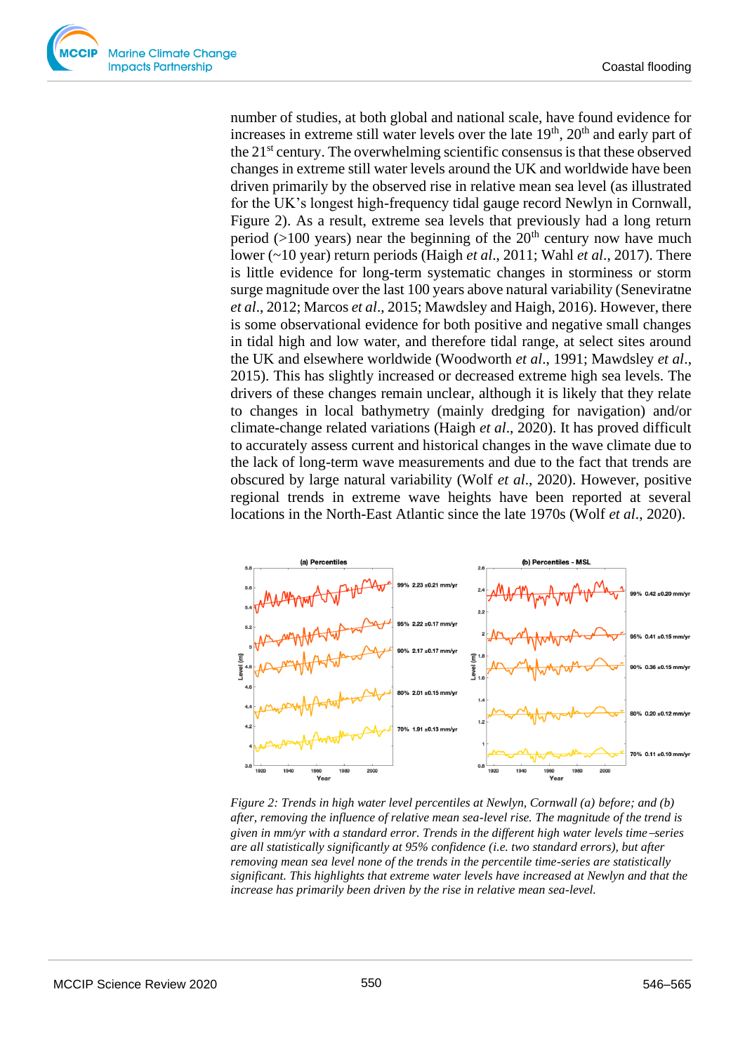number of studies, at both global and national scale, have found evidence for increases in extreme still water levels over the late 19th, 20th and early part of the 21st century. The overwhelming scientific consensus is that these observed changes in extreme still water levels around the UK and worldwide have been driven primarily by the observed rise in relative mean sea level (as illustrated for the UK's longest high-frequency tidal gauge record Newlyn in Cornwall, Figure 2). As a result, extreme sea levels that previously had a long return period (>100 years) near the beginning of the 20th century now have much lower (~10 year) return periods (Haigh *et al*., 2011; Wahl *et al*., 2017). There is little evidence for long-term systematic changes in storminess or storm surge magnitude over the last 100 years above natural variability (Seneviratne *et al*., 2012; Marcos *et al*., 2015; Mawdsley and Haigh, 2016). However, there is some observational evidence for both positive and negative small changes in tidal high and low water, and therefore tidal range, at select sites around the UK and elsewhere worldwide (Woodworth *et al*., 1991; Mawdsley *et al*., 2015). This has slightly increased or decreased extreme high sea levels. The drivers of these changes remain unclear, although it is likely that they relate to changes in local bathymetry (mainly dredging for navigation) and/or climate-change related variations (Haigh *et al*., 2020). It has proved difficult to accurately assess current and historical changes in the wave climate due to the lack of long-term wave measurements and due to the fact that trends are obscured by large natural variability (Wolf *et al*., 2020). However, positive regional trends in extreme wave heights have been reported at several locations in the North-East Atlantic since the late 1970s (Wolf *et al*., 2020).

*Figure 2: Trends in high water level percentiles at Newlyn, Cornwall (a) before; and (b) after, removing the influence of relative mean sea-level rise. The magnitude of the trend is given in mm/yr with a standard error. Trends in the different high water levels time–series are all statistically significant at 95% confidence (i.e. two standard errors), but after removing mean sea level none of the trends in the percentile time-series are statistically significant. This highlights that extreme water levels have increased at Newlyn and that the increase has primarily been driven by the rise in relative mean sea-level.*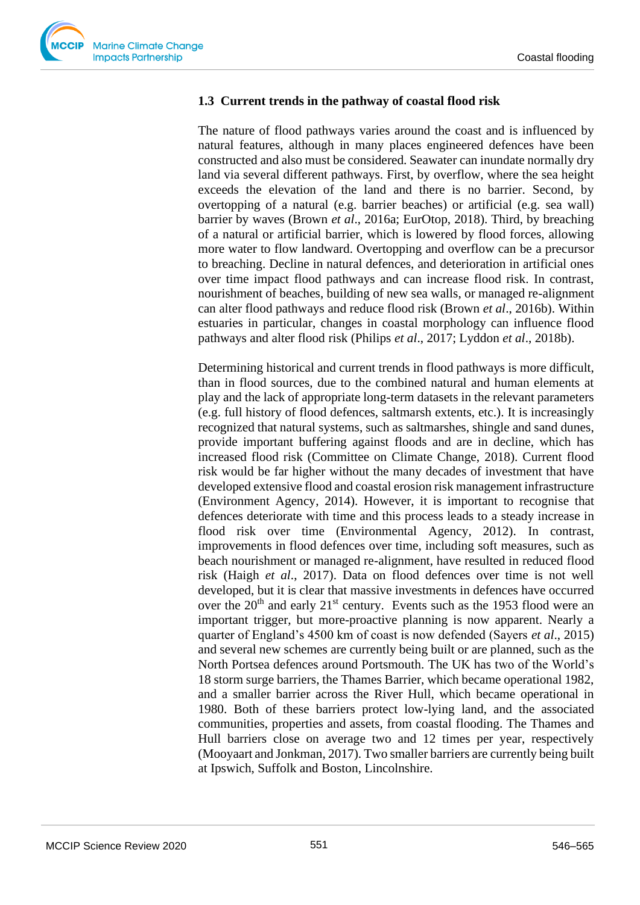## 1.3 Current trends in the pathway of coastal flood risk

The nature of flood pathways varies around the coast and is influenced by natural features, although in many places engineered defences have been constructed and also must be considered. Seawater can inundate normally dry land via several different pathways. First, by overflow, where the sea height exceeds the elevation of the land and there is no barrier. Second, by overtopping of a natural (e.g. barrier beaches) or artificial (e.g. sea wall) barrier by waves (Brown *et al*., 2016a; EurOtop, 2018). Third, by breaching of a natural or artificial barrier, which is lowered by flood forces, allowing more water to flow landward. Overtopping and overflow can be a precursor to breaching. Decline in natural defences, and deterioration in artificial ones over time impact flood pathways and can increase flood risk. In contrast, nourishment of beaches, building of new sea walls, or managed re-alignment can alter flood pathways and reduce flood risk (Brown *et al*., 2016b). Within estuaries in particular, changes in coastal morphology can influence flood pathways and alter flood risk (Philips *et al*., 2017; Lyddon *et al*., 2018b).

Determining historical and current trends in flood pathways is more difficult, than in flood sources, due to the combined natural and human elements at play and the lack of appropriate long-term datasets in the relevant parameters (e.g. full history of flood defences, saltmarsh extents, etc.). It is increasingly recognized that natural systems, such as saltmarshes, shingle and sand dunes, provide important buffering against floods and are in decline, which has increased flood risk (Committee on Climate Change, 2018). Current flood risk would be far higher without the many decades of investment that have developed extensive flood and coastal erosion risk management infrastructure (Environment Agency, 2014). However, it is important to recognise that defences deteriorate with time and this process leads to a steady increase in flood risk over time (Environmental Agency, 2012). In contrast, improvements in flood defences over time, including soft measures, such as beach nourishment or managed re-alignment, have resulted in reduced flood risk (Haigh *et al*., 2017). Data on flood defences over time is not well developed, but it is clear that massive investments in defences have occurred over the 20th and early 21st century. Events such as the 1953 flood were an important trigger, but more-proactive planning is now apparent. Nearly a quarter of England's 4500 km of coast is now defended (Sayers *et al*., 2015) and several new schemes are currently being built or are planned, such as the North Portsea defences around Portsmouth. The UK has two of the World's 18 storm surge barriers, the Thames Barrier, which became operational 1982, and a smaller barrier across the River Hull, which became operational in 1980. Both of these barriers protect low-lying land, and the associated communities, properties and assets, from coastal flooding. The Thames and Hull barriers close on average two and 12 times per year, respectively (Mooyaart and Jonkman, 2017). Two smaller barriers are currently being built at Ipswich, Suffolk and Boston, Lincolnshire.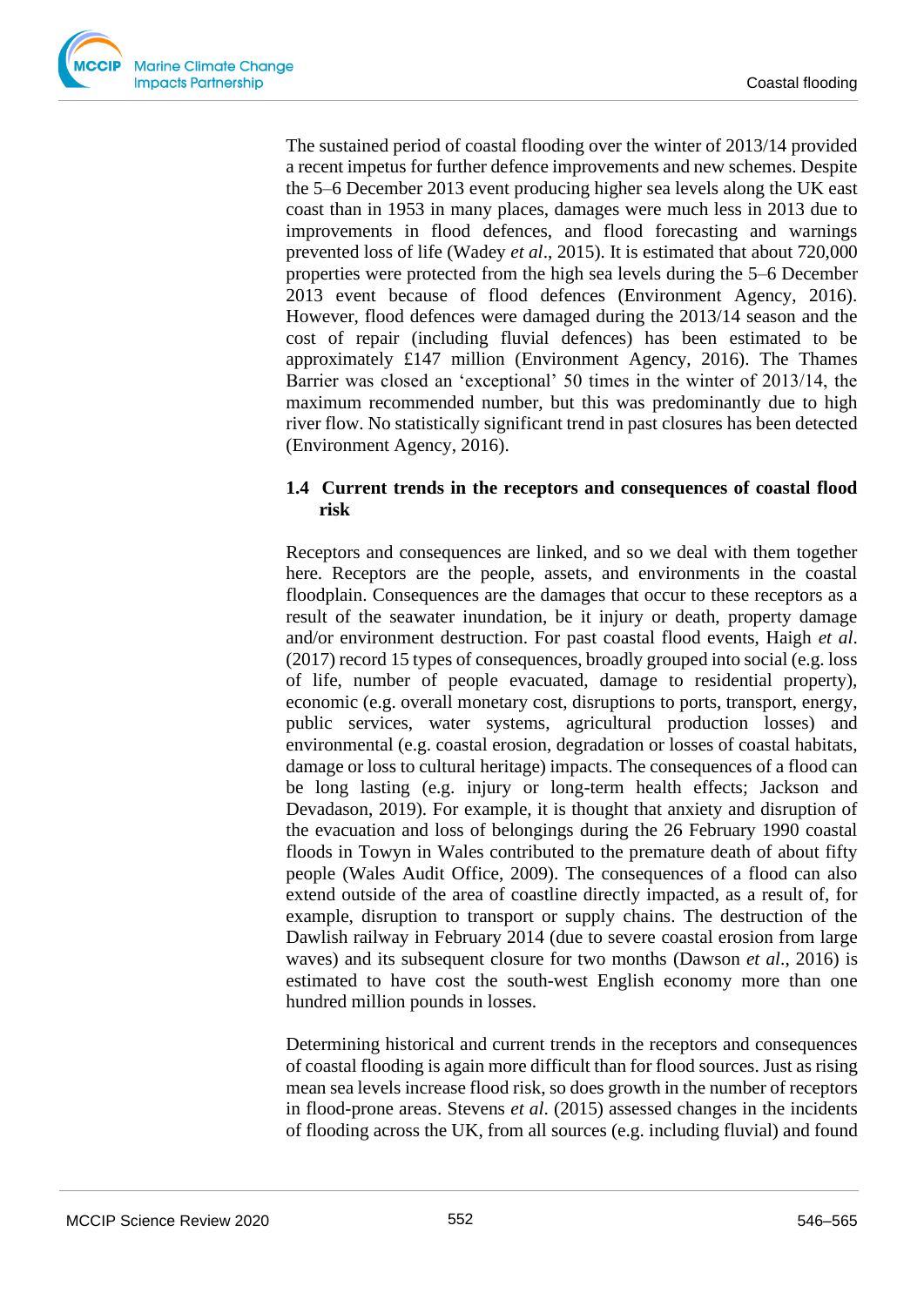The sustained period of coastal flooding over the winter of 2013/14 provided a recent impetus for further defence improvements and new schemes. Despite the 5–6 December 2013 event producing higher sea levels along the UK east coast than in 1953 in many places, damages were much less in 2013 due to improvements in flood defences, and flood forecasting and warnings prevented loss of life (Wadey *et al*., 2015). It is estimated that about 720,000 properties were protected from the high sea levels during the 5–6 December 2013 event because of flood defences (Environment Agency, 2016). However, flood defences were damaged during the 2013/14 season and the cost of repair (including fluvial defences) has been estimated to be approximately £147 million (Environment Agency, 2016). The Thames Barrier was closed an 'exceptional' 50 times in the winter of 2013/14, the maximum recommended number, but this was predominantly due to high river flow. No statistically significant trend in past closures has been detected (Environment Agency, 2016).

## 1.4 Current trends in the receptors and consequences of coastal flood risk

Receptors and consequences are linked, and so we deal with them together here. Receptors are the people, assets, and environments in the coastal floodplain. Consequences are the damages that occur to these receptors as a result of the seawater inundation, be it injury or death, property damage and/or environment destruction. For past coastal flood events, Haigh *et al*. (2017) record 15 types of consequences, broadly grouped into social (e.g. loss of life, number of people evacuated, damage to residential property), economic (e.g. overall monetary cost, disruptions to ports, transport, energy, public services, water systems, agricultural production losses) and environmental (e.g. coastal erosion, degradation or losses of coastal habitats, damage or loss to cultural heritage) impacts. The consequences of a flood can be long lasting (e.g. injury or long-term health effects; Jackson and Devadason, 2019). For example, it is thought that anxiety and disruption of the evacuation and loss of belongings during the 26 February 1990 coastal floods in Towyn in Wales contributed to the premature death of about fifty people (Wales Audit Office, 2009). The consequences of a flood can also extend outside of the area of coastline directly impacted, as a result of, for example, disruption to transport or supply chains. The destruction of the Dawlish railway in February 2014 (due to severe coastal erosion from large waves) and its subsequent closure for two months (Dawson *et al*., 2016) is estimated to have cost the south-west English economy more than one hundred million pounds in losses.

Determining historical and current trends in the receptors and consequences of coastal flooding is again more difficult than for flood sources. Just as rising mean sea levels increase flood risk, so does growth in the number of receptors in flood-prone areas. Stevens *et al*. (2015) assessed changes in the incidents of flooding across the UK, from all sources (e.g. including fluvial) and found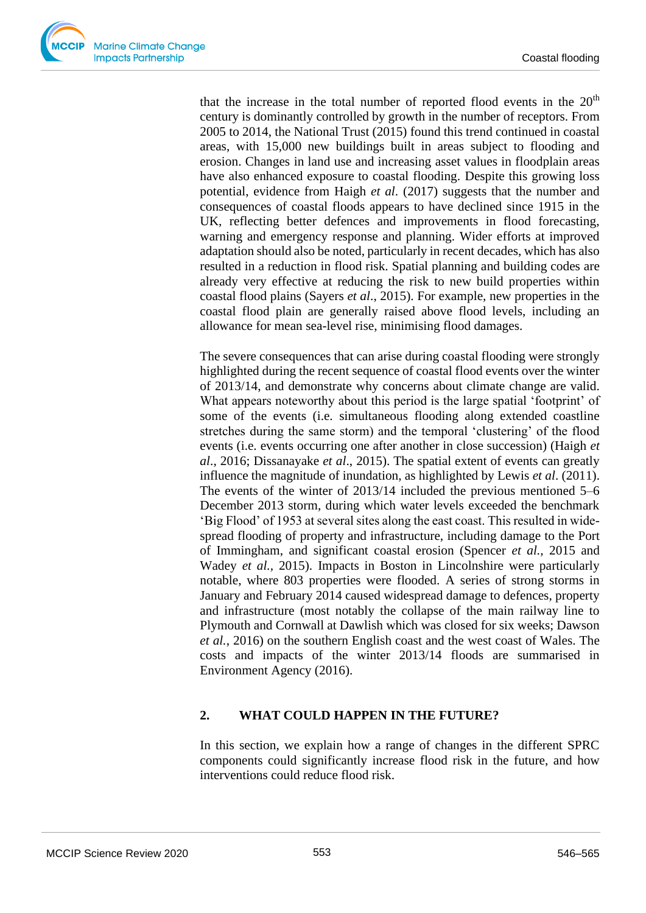that the increase in the total number of reported flood events in the 20th century is dominantly controlled by growth in the number of receptors. From 2005 to 2014, the National Trust (2015) found this trend continued in coastal areas, with 15,000 new buildings built in areas subject to flooding and erosion. Changes in land use and increasing asset values in floodplain areas have also enhanced exposure to coastal flooding. Despite this growing loss potential, evidence from Haigh *et al*. (2017) suggests that the number and consequences of coastal floods appears to have declined since 1915 in the UK, reflecting better defences and improvements in flood forecasting, warning and emergency response and planning. Wider efforts at improved adaptation should also be noted, particularly in recent decades, which has also resulted in a reduction in flood risk. Spatial planning and building codes are already very effective at reducing the risk to new build properties within coastal flood plains (Sayers *et al*., 2015). For example, new properties in the coastal flood plain are generally raised above flood levels, including an allowance for mean sea-level rise, minimising flood damages.

The severe consequences that can arise during coastal flooding were strongly highlighted during the recent sequence of coastal flood events over the winter of 2013/14, and demonstrate why concerns about climate change are valid. What appears noteworthy about this period is the large spatial 'footprint' of some of the events (i.e. simultaneous flooding along extended coastline stretches during the same storm) and the temporal 'clustering' of the flood events (i.e. events occurring one after another in close succession) (Haigh *et al*., 2016; Dissanayake *et al*., 2015). The spatial extent of events can greatly influence the magnitude of inundation, as highlighted by Lewis *et al*. (2011). The events of the winter of 2013/14 included the previous mentioned 5–6 December 2013 storm, during which water levels exceeded the benchmark 'Big Flood' of 1953 at several sites along the east coast. This resulted in wide-spread flooding of property and infrastructure, including damage to the Port of Immingham, and significant coastal erosion (Spencer *et al.,* 2015 and Wadey *et al.,* 2015). Impacts in Boston in Lincolnshire were particularly notable, where 803 properties were flooded. A series of strong storms in January and February 2014 caused widespread damage to defences, property and infrastructure (most notably the collapse of the main railway line to Plymouth and Cornwall at Dawlish which was closed for six weeks; Dawson *et al.*, 2016) on the southern English coast and the west coast of Wales. The costs and impacts of the winter 2013/14 floods are summarised in Environment Agency (2016).

## 2. WHAT COULD HAPPEN IN THE FUTURE?

In this section, we explain how a range of changes in the different SPRC components could significantly increase flood risk in the future, and how interventions could reduce flood risk.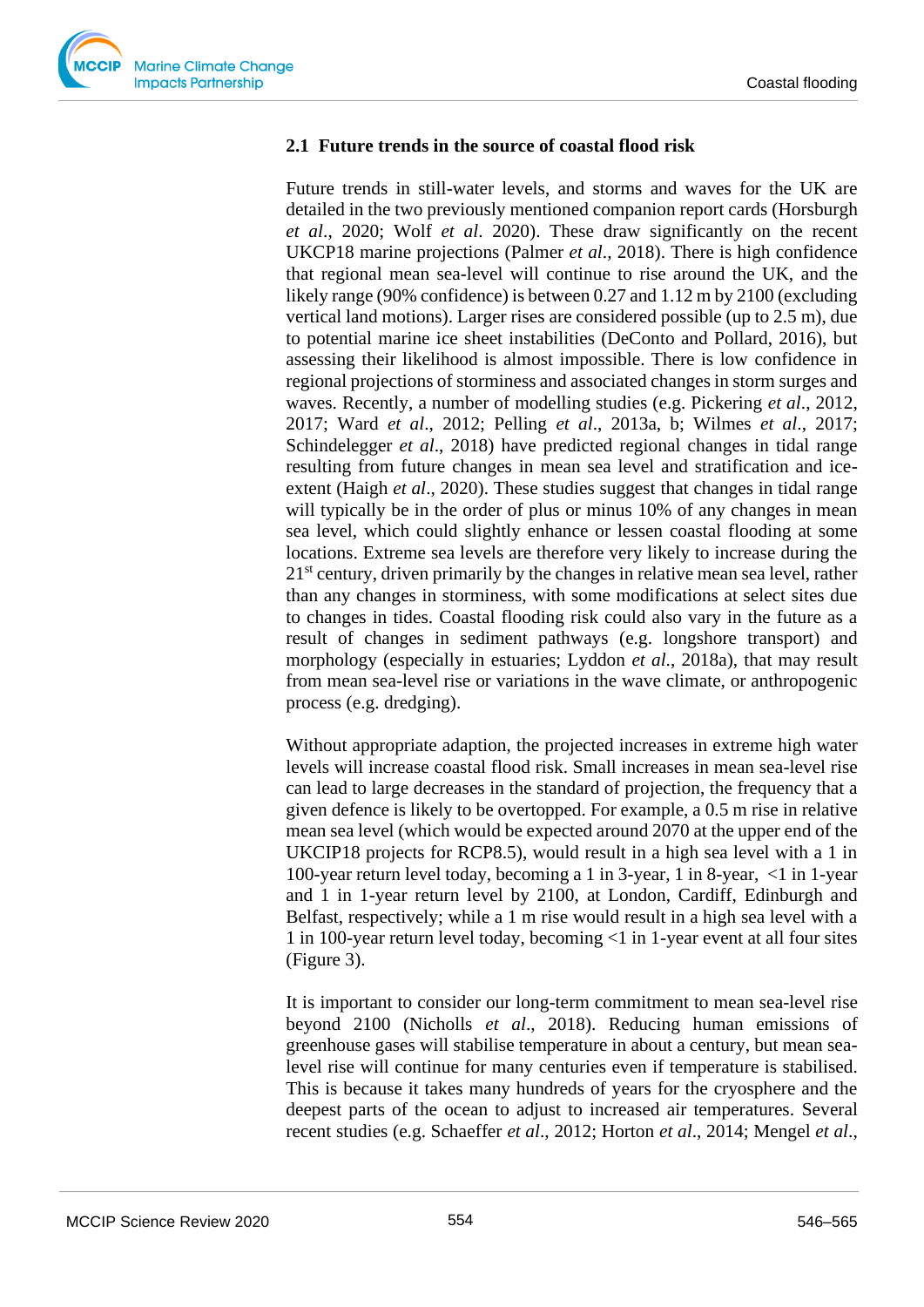## 2.1 Future trends in the source of coastal flood risk

Future trends in still-water levels, and storms and waves for the UK are detailed in the two previously mentioned companion report cards (Horsburgh *et al*., 2020; Wolf *et al*. 2020). These draw significantly on the recent UKCP18 marine projections (Palmer *et al*., 2018). There is high confidence that regional mean sea-level will continue to rise around the UK, and the likely range (90% confidence) is between 0.27 and 1.12 m by 2100 (excluding vertical land motions). Larger rises are considered possible (up to 2.5 m), due to potential marine ice sheet instabilities (DeConto and Pollard, 2016), but assessing their likelihood is almost impossible. There is low confidence in regional projections of storminess and associated changes in storm surges and waves. Recently, a number of modelling studies (e.g. Pickering *et al*., 2012, 2017; Ward *et al*., 2012; Pelling *et al*., 2013a, b; Wilmes *et al*., 2017; Schindelegger *et al*., 2018) have predicted regional changes in tidal range resulting from future changes in mean sea level and stratification and ice-extent (Haigh *et al*., 2020). These studies suggest that changes in tidal range will typically be in the order of plus or minus 10% of any changes in mean sea level, which could slightly enhance or lessen coastal flooding at some locations. Extreme sea levels are therefore very likely to increase during the 21st century, driven primarily by the changes in relative mean sea level, rather than any changes in storminess, with some modifications at select sites due to changes in tides. Coastal flooding risk could also vary in the future as a result of changes in sediment pathways (e.g. longshore transport) and morphology (especially in estuaries; Lyddon *et al*., 2018a), that may result from mean sea-level rise or variations in the wave climate, or anthropogenic process (e.g. dredging).

Without appropriate adaption, the projected increases in extreme high water levels will increase coastal flood risk. Small increases in mean sea-level rise can lead to large decreases in the standard of projection, the frequency that a given defence is likely to be overtopped. For example, a 0.5 m rise in relative mean sea level (which would be expected around 2070 at the upper end of the UKCIP18 projects for RCP8.5), would result in a high sea level with a 1 in 100-year return level today, becoming a 1 in 3-year, 1 in 8-year, <1 in 1-year and 1 in 1-year return level by 2100, at London, Cardiff, Edinburgh and Belfast, respectively; while a 1 m rise would result in a high sea level with a 1 in 100-year return level today, becoming <1 in 1-year event at all four sites (Figure 3).

It is important to consider our long-term commitment to mean sea-level rise beyond 2100 (Nicholls *et al*., 2018). Reducing human emissions of greenhouse gases will stabilise temperature in about a century, but mean sea-level rise will continue for many centuries even if temperature is stabilised. This is because it takes many hundreds of years for the cryosphere and the deepest parts of the ocean to adjust to increased air temperatures. Several recent studies (e.g. Schaeffer *et al*., 2012; Horton *et al*., 2014; Mengel *et al*.,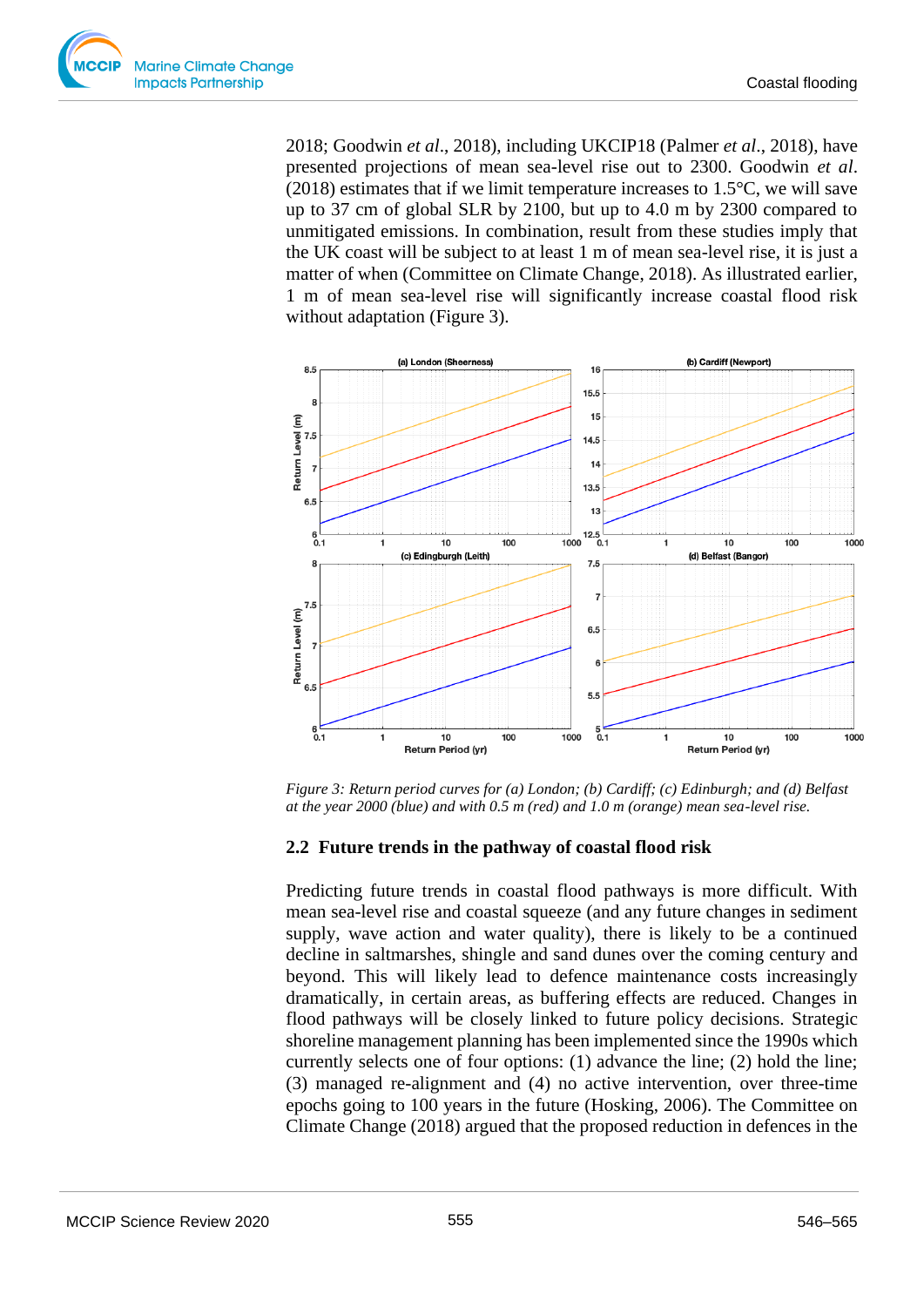2018; Goodwin *et al*., 2018), including UKCIP18 (Palmer *et al*., 2018), have presented projections of mean sea-level rise out to 2300. Goodwin *et al*. (2018) estimates that if we limit temperature increases to 1.5°C, we will save up to 37 cm of global SLR by 2100, but up to 4.0 m by 2300 compared to unmitigated emissions. In combination, result from these studies imply that the UK coast will be subject to at least 1 m of mean sea-level rise, it is just a matter of when (Committee on Climate Change, 2018). As illustrated earlier, 1 m of mean sea-level rise will significantly increase coastal flood risk without adaptation (Figure 3).

*Figure 3: Return period curves for (a) London; (b) Cardiff; (c) Edinburgh; and (d) Belfast at the year 2000 (blue) and with 0.5 m (red) and 1.0 m (orange) mean sea-level rise.*

## 2.2 Future trends in the pathway of coastal flood risk

Predicting future trends in coastal flood pathways is more difficult. With mean sea-level rise and coastal squeeze (and any future changes in sediment supply, wave action and water quality), there is likely to be a continued decline in saltmarshes, shingle and sand dunes over the coming century and beyond. This will likely lead to defence maintenance costs increasingly dramatically, in certain areas, as buffering effects are reduced. Changes in flood pathways will be closely linked to future policy decisions. Strategic shoreline management planning has been implemented since the 1990s which currently selects one of four options: (1) advance the line; (2) hold the line; (3) managed re-alignment and (4) no active intervention, over three-time epochs going to 100 years in the future (Hosking, 2006). The Committee on Climate Change (2018) argued that the proposed reduction in defences in the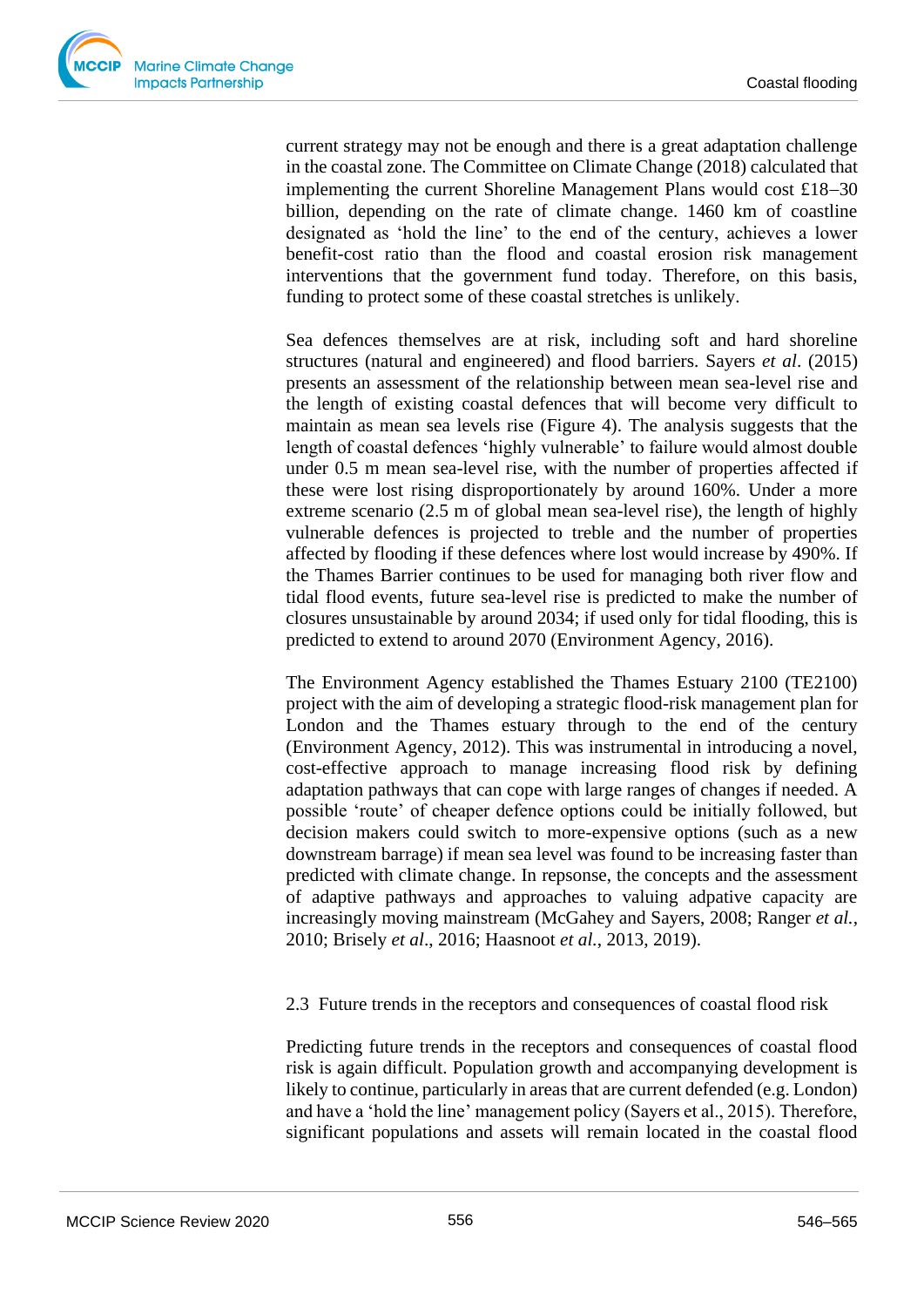current strategy may not be enough and there is a great adaptation challenge in the coastal zone. The Committee on Climate Change (2018) calculated that implementing the current Shoreline Management Plans would cost £18–30 billion, depending on the rate of climate change. 1460 km of coastline designated as 'hold the line' to the end of the century, achieves a lower benefit-cost ratio than the flood and coastal erosion risk management interventions that the government fund today. Therefore, on this basis, funding to protect some of these coastal stretches is unlikely.

Sea defences themselves are at risk, including soft and hard shoreline structures (natural and engineered) and flood barriers. Sayers *et al*. (2015) presents an assessment of the relationship between mean sea-level rise and the length of existing coastal defences that will become very difficult to maintain as mean sea levels rise (Figure 4). The analysis suggests that the length of coastal defences 'highly vulnerable' to failure would almost double under 0.5 m mean sea-level rise, with the number of properties affected if these were lost rising disproportionately by around 160%. Under a more extreme scenario (2.5 m of global mean sea-level rise), the length of highly vulnerable defences is projected to treble and the number of properties affected by flooding if these defences where lost would increase by 490%. If the Thames Barrier continues to be used for managing both river flow and tidal flood events, future sea-level rise is predicted to make the number of closures unsustainable by around 2034; if used only for tidal flooding, this is predicted to extend to around 2070 (Environment Agency, 2016).

The Environment Agency established the Thames Estuary 2100 (TE2100) project with the aim of developing a strategic flood-risk management plan for London and the Thames estuary through to the end of the century (Environment Agency, 2012). This was instrumental in introducing a novel, cost-effective approach to manage increasing flood risk by defining adaptation pathways that can cope with large ranges of changes if needed. A possible 'route' of cheaper defence options could be initially followed, but decision makers could switch to more-expensive options (such as a new downstream barrage) if mean sea level was found to be increasing faster than predicted with climate change. In repsonse, the concepts and the assessment of adaptive pathways and approaches to valuing adpative capacity are increasingly moving mainstream (McGahey and Sayers, 2008; Ranger *et al.*, 2010; Brisely *et al*., 2016; Haasnoot *et al.*, 2013, 2019).

## 2.3 Future trends in the receptors and consequences of coastal flood risk

Predicting future trends in the receptors and consequences of coastal flood risk is again difficult. Population growth and accompanying development is likely to continue, particularly in areas that are current defended (e.g. London) and have a 'hold the line' management policy (Sayers et al., 2015). Therefore, significant populations and assets will remain located in the coastal flood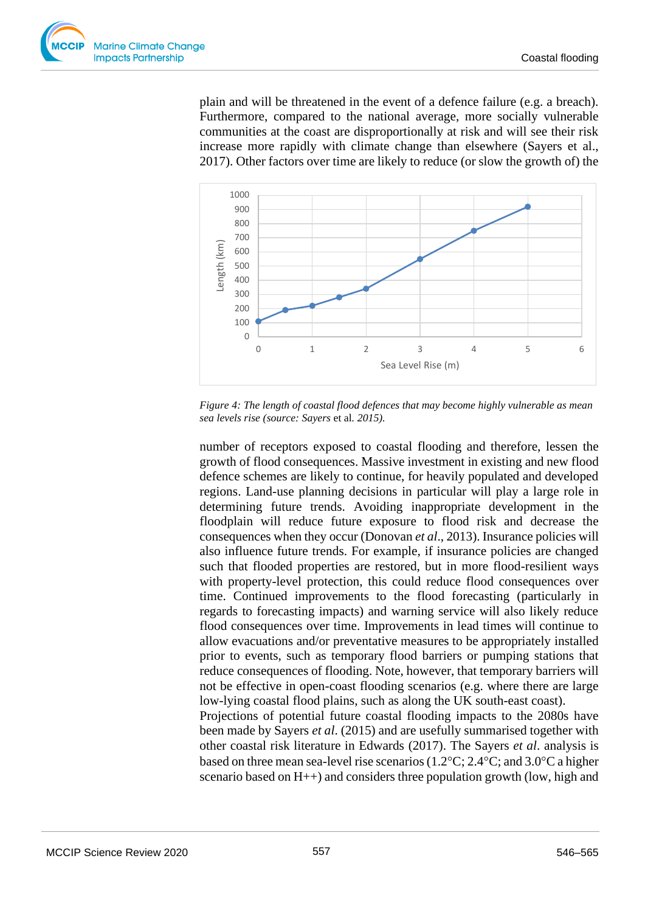plain and will be threatened in the event of a defence failure (e.g. a breach). Furthermore, compared to the national average, more socially vulnerable communities at the coast are disproportionally at risk and will see their risk increase more rapidly with climate change than elsewhere (Sayers et al., 2017). Other factors over time are likely to reduce (or slow the growth of) the

*Figure 4: The length of coastal flood defences that may become highly vulnerable as mean sea levels rise (source: Sayers* et al. *2015).*

number of receptors exposed to coastal flooding and therefore, lessen the growth of flood consequences. Massive investment in existing and new flood defence schemes are likely to continue, for heavily populated and developed regions. Land-use planning decisions in particular will play a large role in determining future trends. Avoiding inappropriate development in the floodplain will reduce future exposure to flood risk and decrease the consequences when they occur (Donovan *et al*., 2013). Insurance policies will also influence future trends. For example, if insurance policies are changed such that flooded properties are restored, but in more flood-resilient ways with property-level protection, this could reduce flood consequences over time. Continued improvements to the flood forecasting (particularly in regards to forecasting impacts) and warning service will also likely reduce flood consequences over time. Improvements in lead times will continue to allow evacuations and/or preventative measures to be appropriately installed prior to events, such as temporary flood barriers or pumping stations that reduce consequences of flooding. Note, however, that temporary barriers will not be effective in open-coast flooding scenarios (e.g. where there are large low-lying coastal flood plains, such as along the UK south-east coast).
Projections of potential future coastal flooding impacts to the 2080s have been made by Sayers *et al*. (2015) and are usefully summarised together with other coastal risk literature in Edwards (2017). The Sayers *et al*. analysis is based on three mean sea-level rise scenarios (1.2°C; 2.4°C; and 3.0°C a higher scenario based on H++) and considers three population growth (low, high and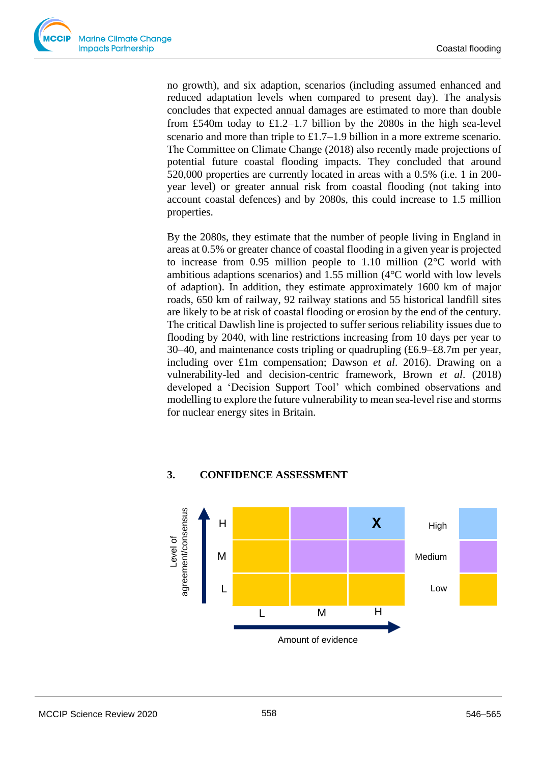no growth), and six adaption, scenarios (including assumed enhanced and reduced adaptation levels when compared to present day). The analysis concludes that expected annual damages are estimated to more than double from £540m today to £1.2–1.7 billion by the 2080s in the high sea-level scenario and more than triple to £1.7–1.9 billion in a more extreme scenario. The Committee on Climate Change (2018) also recently made projections of potential future coastal flooding impacts. They concluded that around 520,000 properties are currently located in areas with a 0.5% (i.e. 1 in 200-year level) or greater annual risk from coastal flooding (not taking into account coastal defences) and by 2080s, this could increase to 1.5 million properties.

By the 2080s, they estimate that the number of people living in England in areas at 0.5% or greater chance of coastal flooding in a given year is projected to increase from 0.95 million people to 1.10 million (2°C world with ambitious adaptions scenarios) and 1.55 million (4°C world with low levels of adaption). In addition, they estimate approximately 1600 km of major roads, 650 km of railway, 92 railway stations and 55 historical landfill sites are likely to be at risk of coastal flooding or erosion by the end of the century. The critical Dawlish line is projected to suffer serious reliability issues due to flooding by 2040, with line restrictions increasing from 10 days per year to 30–40, and maintenance costs tripling or quadrupling (£6.9–£8.7m per year, including over £1m compensation; Dawson *et al*. 2016). Drawing on a vulnerability-led and decision-centric framework, Brown *et al*. (2018) developed a 'Decision Support Tool' which combined observations and modelling to explore the future vulnerability to mean sea-level rise and storms for nuclear energy sites in Britain.

## 3. CONFIDENCE ASSESSMENT

| Level of agreement/consensus | L | M | H |
|---|---|---|---|
| H | | | X |
| M | | | |
| L | | | |

Amount of evidence (L, M, H)

Confidence: High (H evidence, H agreement); Medium; Low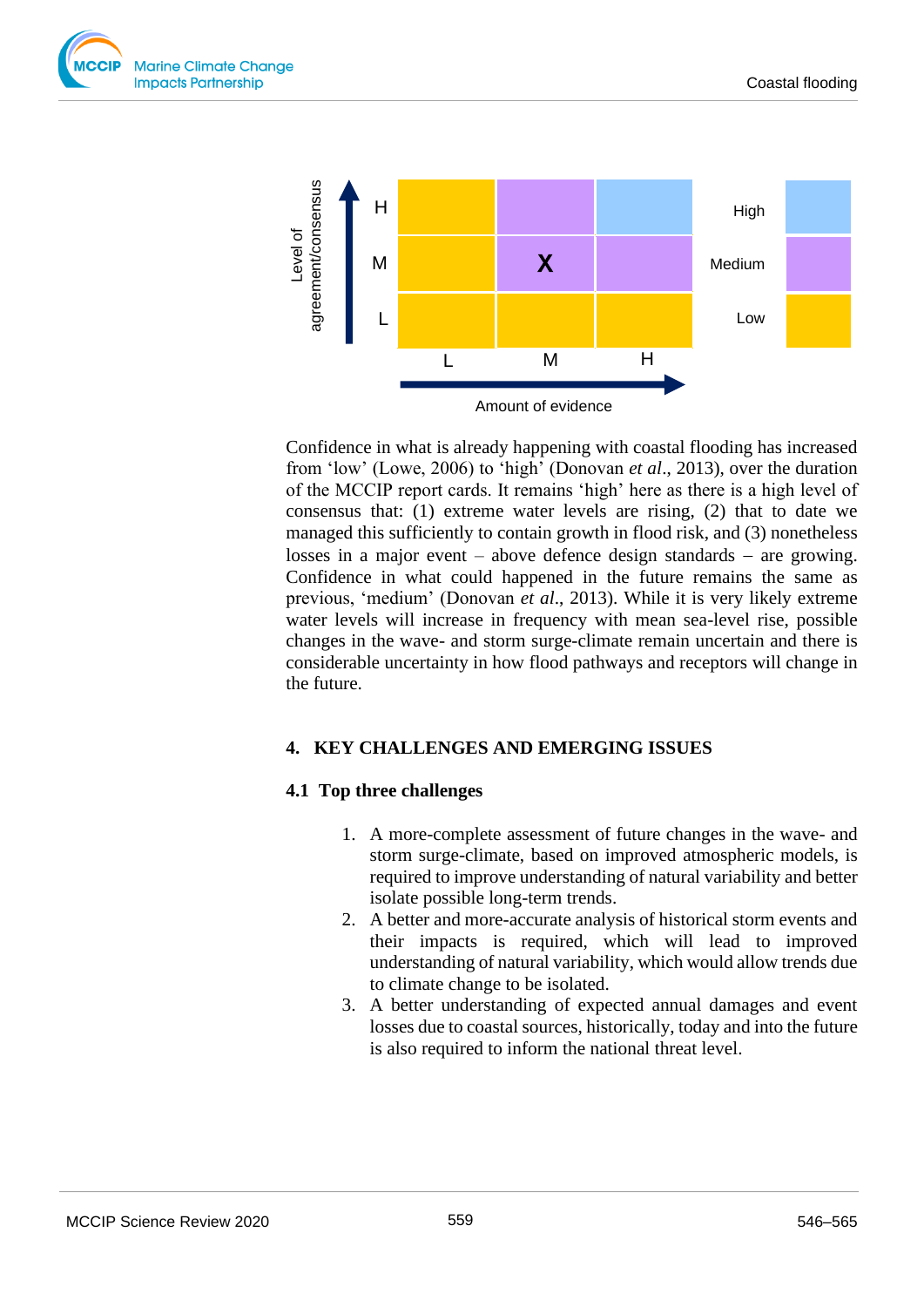| Level of agreement/consensus | L | M | H |
|---|---|---|---|
| H | Low | Medium | High |
| M | Low | Medium X | Medium |
| L | Low | Low | Low |

Amount of evidence

Confidence in what is already happening with coastal flooding has increased from 'low' (Lowe, 2006) to 'high' (Donovan *et al*., 2013), over the duration of the MCCIP report cards. It remains 'high' here as there is a high level of consensus that: (1) extreme water levels are rising, (2) that to date we managed this sufficiently to contain growth in flood risk, and (3) nonetheless losses in a major event – above defence design standards – are growing. Confidence in what could happened in the future remains the same as previous, 'medium' (Donovan *et al*., 2013). While it is very likely extreme water levels will increase in frequency with mean sea-level rise, possible changes in the wave- and storm surge-climate remain uncertain and there is considerable uncertainty in how flood pathways and receptors will change in the future.

## 4. KEY CHALLENGES AND EMERGING ISSUES

### 4.1 Top three challenges

1. A more-complete assessment of future changes in the wave- and storm surge-climate, based on improved atmospheric models, is required to improve understanding of natural variability and better isolate possible long-term trends.
2. A better and more-accurate analysis of historical storm events and their impacts is required, which will lead to improved understanding of natural variability, which would allow trends due to climate change to be isolated.
3. A better understanding of expected annual damages and event losses due to coastal sources, historically, today and into the future is also required to inform the national threat level.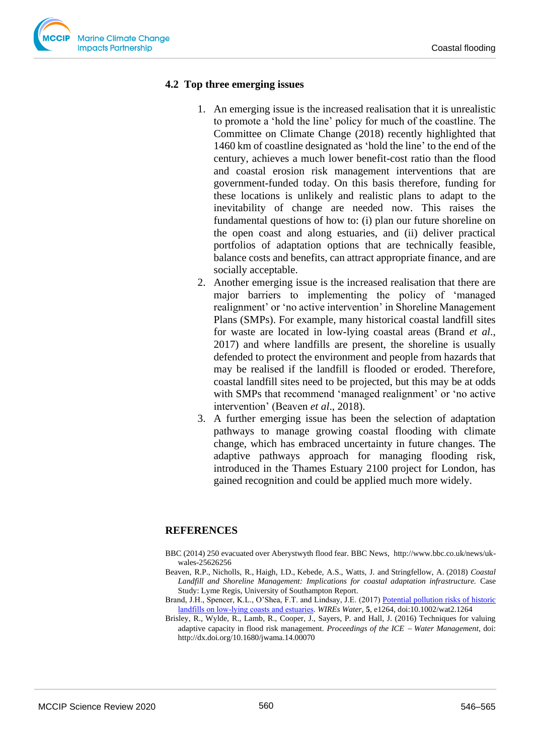## 4.2 Top three emerging issues

1. An emerging issue is the increased realisation that it is unrealistic to promote a 'hold the line' policy for much of the coastline. The Committee on Climate Change (2018) recently highlighted that 1460 km of coastline designated as 'hold the line' to the end of the century, achieves a much lower benefit-cost ratio than the flood and coastal erosion risk management interventions that are government-funded today. On this basis therefore, funding for these locations is unlikely and realistic plans to adapt to the inevitability of change are needed now. This raises the fundamental questions of how to: (i) plan our future shoreline on the open coast and along estuaries, and (ii) deliver practical portfolios of adaptation options that are technically feasible, balance costs and benefits, can attract appropriate finance, and are socially acceptable.
2. Another emerging issue is the increased realisation that there are major barriers to implementing the policy of 'managed realignment' or 'no active intervention' in Shoreline Management Plans (SMPs). For example, many historical coastal landfill sites for waste are located in low-lying coastal areas (Brand *et al*., 2017) and where landfills are present, the shoreline is usually defended to protect the environment and people from hazards that may be realised if the landfill is flooded or eroded. Therefore, coastal landfill sites need to be projected, but this may be at odds with SMPs that recommend 'managed realignment' or 'no active intervention' (Beaven *et al*., 2018).
3. A further emerging issue has been the selection of adaptation pathways to manage growing coastal flooding with climate change, which has embraced uncertainty in future changes. The adaptive pathways approach for managing flooding risk, introduced in the Thames Estuary 2100 project for London, has gained recognition and could be applied much more widely.

## REFERENCES

BBC (2014) 250 evacuated over Aberystwyth flood fear. BBC News, http://www.bbc.co.uk/news/uk-wales-25626256

Beaven, R.P., Nicholls, R., Haigh, I.D., Kebede, A.S., Watts, J. and Stringfellow, A. (2018) *Coastal Landfill and Shoreline Management: Implications for coastal adaptation infrastructure.* Case Study: Lyme Regis, University of Southampton Report.

Brand, J.H., Spencer, K.L., O'Shea, F.T. and Lindsay, J.E. (2017) Potential pollution risks of historic landfills on low-lying coasts and estuaries. *WIREs Water*, **5**, e1264, doi:10.1002/wat2.1264

Brisley, R., Wylde, R., Lamb, R., Cooper, J., Sayers, P. and Hall, J. (2016) Techniques for valuing adaptive capacity in flood risk management. *Proceedings of the ICE – Water Management*, doi: http://dx.doi.org/10.1680/jwama.14.00070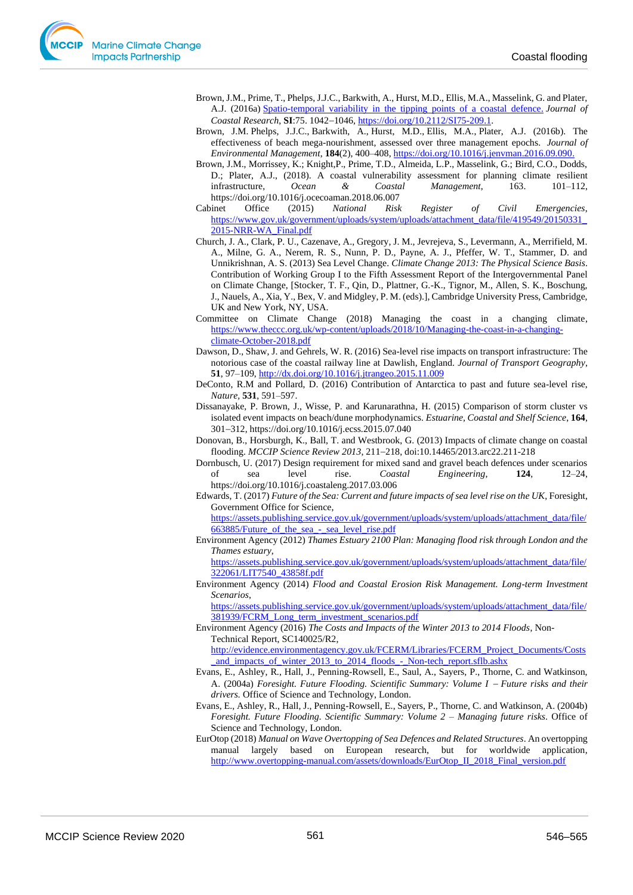Brown, J.M., Prime, T., Phelps, J.J.C., Barkwith, A., Hurst, M.D., Ellis, M.A., Masselink, G. and Plater, A.J. (2016a) Spatio-temporal variability in the tipping points of a coastal defence. *Journal of Coastal Research*, **SI**:75. 1042–1046, https://doi.org/10.2112/SI75-209.1.

Brown, J.M. Phelps, J.J.C., Barkwith, A., Hurst, M.D., Ellis, M.A., Plater, A.J. (2016b). The effectiveness of beach mega-nourishment, assessed over three management epochs. *Journal of Environmental Management*, **184**(2), 400–408, https://doi.org/10.1016/j.jenvman.2016.09.090.

Brown, J.M., Morrissey, K.; Knight,P., Prime, T.D., Almeida, L.P., Masselink, G.; Bird, C.O., Dodds, D.; Plater, A.J., (2018). A coastal vulnerability assessment for planning climate resilient infrastructure, *Ocean & Coastal Management*, 163. 101–112, https://doi.org/10.1016/j.ocecoaman.2018.06.007

Cabinet Office (2015) *National Risk Register of Civil Emergencies*, https://www.gov.uk/government/uploads/system/uploads/attachment_data/file/419549/20150331_2015-NRR-WA_Final.pdf

Church, J. A., Clark, P. U., Cazenave, A., Gregory, J. M., Jevrejeva, S., Levermann, A., Merrifield, M. A., Milne, G. A., Nerem, R. S., Nunn, P. D., Payne, A. J., Pfeffer, W. T., Stammer, D. and Unnikrishnan, A. S. (2013) Sea Level Change. *Climate Change 2013: The Physical Science Basis*. Contribution of Working Group I to the Fifth Assessment Report of the Intergovernmental Panel on Climate Change, [Stocker, T. F., Qin, D., Plattner, G.-K., Tignor, M., Allen, S. K., Boschung, J., Nauels, A., Xia, Y., Bex, V. and Midgley, P. M. (eds).], Cambridge University Press, Cambridge, UK and New York, NY, USA.

Committee on Climate Change (2018) Managing the coast in a changing climate, https://www.theccc.org.uk/wp-content/uploads/2018/10/Managing-the-coast-in-a-changing-climate-October-2018.pdf

Dawson, D., Shaw, J. and Gehrels, W. R. (2016) Sea-level rise impacts on transport infrastructure: The notorious case of the coastal railway line at Dawlish, England. *Journal of Transport Geography*, **51**, 97–109, http://dx.doi.org/10.1016/j.jtrangeo.2015.11.009

DeConto, R.M and Pollard, D. (2016) Contribution of Antarctica to past and future sea-level rise, *Nature*, **531**, 591–597.

Dissanayake, P. Brown, J., Wisse, P. and Karunarathna, H. (2015) Comparison of storm cluster vs isolated event impacts on beach/dune morphodynamics. *Estuarine, Coastal and Shelf Science*, **164**, 301–312, https://doi.org/10.1016/j.ecss.2015.07.040

Donovan, B., Horsburgh, K., Ball, T. and Westbrook, G. (2013) Impacts of climate change on coastal flooding. *MCCIP Science Review 2013*, 211–218, doi:10.14465/2013.arc22.211-218

Dornbusch, U. (2017) Design requirement for mixed sand and gravel beach defences under scenarios of sea level rise. *Coastal Engineering*, **124**, 12–24, https://doi.org/10.1016/j.coastaleng.2017.03.006

Edwards, T. (2017) *Future of the Sea: Current and future impacts of sea level rise on the UK*, Foresight, Government Office for Science, https://assets.publishing.service.gov.uk/government/uploads/system/uploads/attachment_data/file/663885/Future_of_the_sea_-_sea_level_rise.pdf

Environment Agency (2012) *Thames Estuary 2100 Plan: Managing flood risk through London and the Thames estuary*, https://assets.publishing.service.gov.uk/government/uploads/system/uploads/attachment_data/file/322061/LIT7540_43858f.pdf

Environment Agency (2014) *Flood and Coastal Erosion Risk Management. Long-term Investment Scenarios*, https://assets.publishing.service.gov.uk/government/uploads/system/uploads/attachment_data/file/381939/FCRM_Long_term_investment_scenarios.pdf

Environment Agency (2016) *The Costs and Impacts of the Winter 2013 to 2014 Floods*, Non-Technical Report, SC140025/R2, http://evidence.environmentagency.gov.uk/FCERM/Libraries/FCERM_Project_Documents/Costs_and_impacts_of_winter_2013_to_2014_floods_-_Non-tech_report.sflb.ashx

Evans, E., Ashley, R., Hall, J., Penning-Rowsell, E., Saul, A., Sayers, P., Thorne, C. and Watkinson, A. (2004a) *Foresight. Future Flooding. Scientific Summary: Volume I – Future risks and their drivers.* Office of Science and Technology, London.

Evans, E., Ashley, R., Hall, J., Penning-Rowsell, E., Sayers, P., Thorne, C. and Watkinson, A. (2004b) *Foresight. Future Flooding. Scientific Summary: Volume 2 – Managing future risks*. Office of Science and Technology, London.

EurOtop (2018) *Manual on Wave Overtopping of Sea Defences and Related Structures*. An overtopping manual largely based on European research, but for worldwide application, http://www.overtopping-manual.com/assets/downloads/EurOtop_II_2018_Final_version.pdf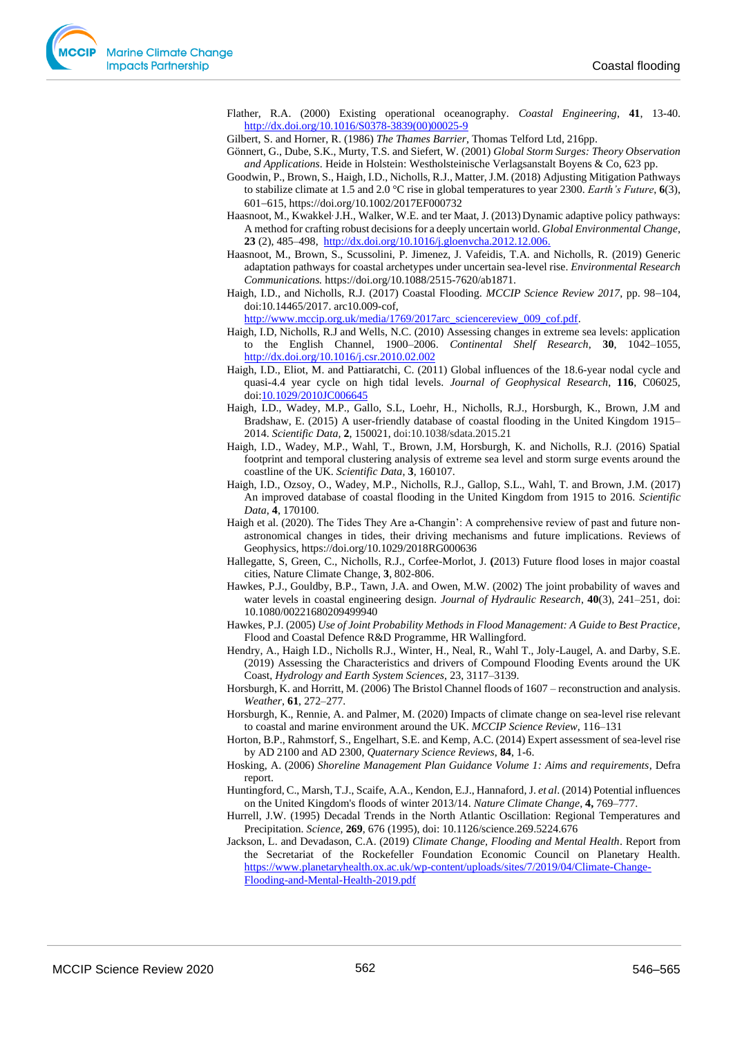Flather, R.A. (2000) Existing operational oceanography. *Coastal Engineering*, **41**, 13-40. http://dx.doi.org/10.1016/S0378-3839(00)00025-9

Gilbert, S. and Horner, R. (1986) *The Thames Barrier*, Thomas Telford Ltd, 216pp.

Gönnert, G., Dube, S.K., Murty, T.S. and Siefert, W. (2001) *Global Storm Surges: Theory Observation and Applications*. Heide in Holstein: Westholsteinische Verlagsanstalt Boyens & Co, 623 pp.

Goodwin, P., Brown, S., Haigh, I.D., Nicholls, R.J., Matter, J.M. (2018) Adjusting Mitigation Pathways to stabilize climate at 1.5 and 2.0 °C rise in global temperatures to year 2300. *Earth's Future*, **6**(3), 601–615, https://doi.org/10.1002/2017EF000732

Haasnoot, M., Kwakkel J.H., Walker, W.E. and ter Maat, J. (2013) Dynamic adaptive policy pathways: A method for crafting robust decisions for a deeply uncertain world. *Global Environmental Change*, **23** (2), 485–498, http://dx.doi.org/10.1016/j.gloenvcha.2012.12.006.

Haasnoot, M., Brown, S., Scussolini, P. Jimenez, J. Vafeidis, T.A. and Nicholls, R. (2019) Generic adaptation pathways for coastal archetypes under uncertain sea-level rise. *Environmental Research Communications.* https://doi.org/10.1088/2515-7620/ab1871.

Haigh, I.D., and Nicholls, R.J. (2017) Coastal Flooding. *MCCIP Science Review 2017*, pp. 98–104, doi:10.14465/2017. arc10.009-cof, http://www.mccip.org.uk/media/1769/2017arc_sciencereview_009_cof.pdf.

Haigh, I.D, Nicholls, R.J and Wells, N.C. (2010) Assessing changes in extreme sea levels: application to the English Channel, 1900–2006. *Continental Shelf Research*, **30**, 1042–1055, http://dx.doi.org/10.1016/j.csr.2010.02.002

Haigh, I.D., Eliot, M. and Pattiaratchi, C. (2011) Global influences of the 18.6-year nodal cycle and quasi-4.4 year cycle on high tidal levels. *Journal of Geophysical Research*, **116**, C06025, doi:10.1029/2010JC006645

Haigh, I.D., Wadey, M.P., Gallo, S.L., Loehr, H., Nicholls, R.J., Horsburgh, K., Brown, J.M and Bradshaw, E. (2015) A user-friendly database of coastal flooding in the United Kingdom 1915–2014. *Scientific Data*, **2**, 150021, doi:10.1038/sdata.2015.21

Haigh, I.D., Wadey, M.P., Wahl, T., Brown, J.M, Horsburgh, K. and Nicholls, R.J. (2016) Spatial footprint and temporal clustering analysis of extreme sea level and storm surge events around the coastline of the UK. *Scientific Data*, **3**, 160107.

Haigh, I.D., Ozsoy, O., Wadey, M.P., Nicholls, R.J., Gallop, S.L., Wahl, T. and Brown, J.M. (2017) An improved database of coastal flooding in the United Kingdom from 1915 to 2016. *Scientific Data*, **4**, 170100.

Haigh et al. (2020). The Tides They Are a-Changin': A comprehensive review of past and future non-astronomical changes in tides, their driving mechanisms and future implications. Reviews of Geophysics, https://doi.org/10.1029/2018RG000636

Hallegatte, S, Green, C., Nicholls, R.J., Corfee-Morlot, J. **(**2013) Future flood loses in major coastal cities, Nature Climate Change, **3**, 802-806.

Hawkes, P.J., Gouldby, B.P., Tawn, J.A. and Owen, M.W. (2002) The joint probability of waves and water levels in coastal engineering design. *Journal of Hydraulic Research*, **40**(3), 241–251, doi: 10.1080/00221680209499940

Hawkes, P.J. (2005) *Use of Joint Probability Methods in Flood Management: A Guide to Best Practice*, Flood and Coastal Defence R&D Programme, HR Wallingford.

Hendry, A., Haigh I.D., Nicholls R.J., Winter, H., Neal, R., Wahl T., Joly-Laugel, A. and Darby, S.E. (2019) Assessing the Characteristics and drivers of Compound Flooding Events around the UK Coast, *Hydrology and Earth System Sciences*, 23, 3117–3139.

Horsburgh, K. and Horritt, M. (2006) The Bristol Channel floods of 1607 – reconstruction and analysis. *Weather*, **61**, 272–277.

Horsburgh, K., Rennie, A. and Palmer, M. (2020) Impacts of climate change on sea-level rise relevant to coastal and marine environment around the UK. *MCCIP Science Review*, 116–131

Horton, B.P., Rahmstorf, S., Engelhart, S.E. and Kemp, A.C. (2014) Expert assessment of sea-level rise by AD 2100 and AD 2300, *Quaternary Science Reviews*, **84**, 1-6.

Hosking, A. (2006) *Shoreline Management Plan Guidance Volume 1: Aims and requirements*, Defra report.

Huntingford, C., Marsh, T.J., Scaife, A.A., Kendon, E.J., Hannaford, J. *et al*. (2014) Potential influences on the United Kingdom's floods of winter 2013/14. *Nature Climate Change*, **4,** 769–777.

Hurrell, J.W. (1995) Decadal Trends in the North Atlantic Oscillation: Regional Temperatures and Precipitation. *Science*, **269**, 676 (1995), doi: 10.1126/science.269.5224.676

Jackson, L. and Devadason, C.A. (2019) *Climate Change, Flooding and Mental Health*. Report from the Secretariat of the Rockefeller Foundation Economic Council on Planetary Health. https://www.planetaryhealth.ox.ac.uk/wp-content/uploads/sites/7/2019/04/Climate-Change-Flooding-and-Mental-Health-2019.pdf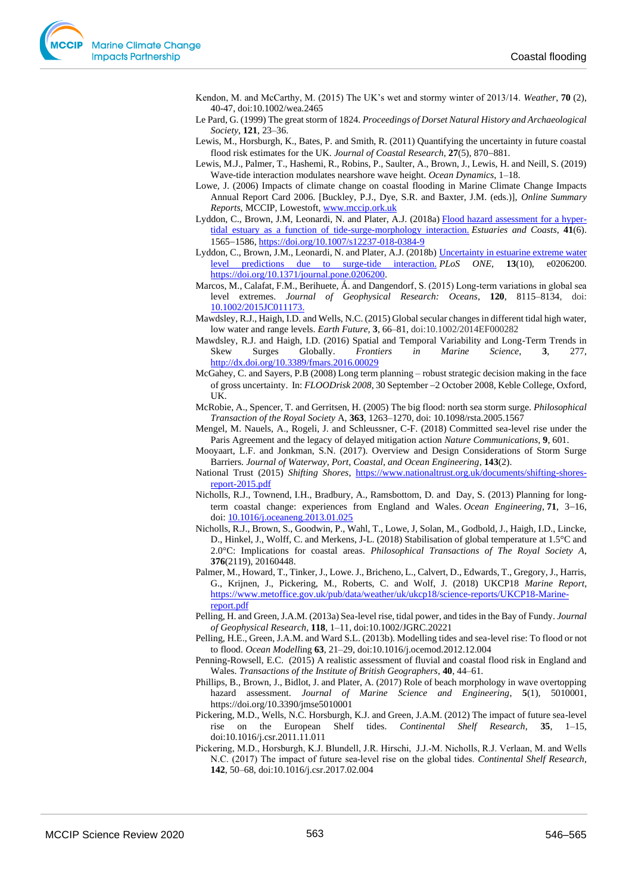Kendon, M. and McCarthy, M. (2015) The UK's wet and stormy winter of 2013/14. *Weather*, **70** (2), 40-47, doi:10.1002/wea.2465

Le Pard, G. (1999) The great storm of 1824. *Proceedings of Dorset Natural History and Archaeological Society*, **121**, 23–36.

Lewis, M., Horsburgh, K., Bates, P. and Smith, R. (2011) Quantifying the uncertainty in future coastal flood risk estimates for the UK. *Journal of Coastal Research*, **27**(5), 870–881.

Lewis, M.J., Palmer, T., Hashemi, R., Robins, P., Saulter, A., Brown, J., Lewis, H. and Neill, S. (2019) Wave-tide interaction modulates nearshore wave height. *Ocean Dynamics*, 1–18.

Lowe, J. (2006) Impacts of climate change on coastal flooding in Marine Climate Change Impacts Annual Report Card 2006. [Buckley, P.J., Dye, S.R. and Baxter, J.M. (eds.)], *Online Summary Reports*, MCCIP, Lowestoft, www.mccip.ork.uk

Lyddon, C., Brown, J.M, Leonardi, N. and Plater, A.J. (2018a) Flood hazard assessment for a hyper-tidal estuary as a function of tide-surge-morphology interaction. *Estuaries and Coasts*, **41**(6). 1565–1586, https://doi.org/10.1007/s12237-018-0384-9

Lyddon, C., Brown, J.M., Leonardi, N. and Plater, A.J. (2018b) Uncertainty in estuarine extreme water level predictions due to surge-tide interaction. *PLoS ONE*, **13**(10), e0206200. https://doi.org/10.1371/journal.pone.0206200.

Marcos, M., Calafat, F.M., Berihuete, Á. and Dangendorf, S. (2015) Long-term variations in global sea level extremes. *Journal of Geophysical Research: Oceans*, **120**, 8115–8134, doi: 10.1002/2015JC011173.

Mawdsley, R.J., Haigh, I.D. and Wells, N.C. (2015) Global secular changes in different tidal high water, low water and range levels. *Earth Future*, **3**, 66–81, doi:10.1002/2014EF000282

Mawdsley, R.J. and Haigh, I.D. (2016) Spatial and Temporal Variability and Long-Term Trends in Skew Surges Globally. *Frontiers in Marine Science*, **3**, 277, http://dx.doi.org/10.3389/fmars.2016.00029

McGahey, C. and Sayers, P.B (2008) Long term planning – robust strategic decision making in the face of gross uncertainty. In: *FLOODrisk 2008*, 30 September –2 October 2008, Keble College, Oxford, UK.

McRobie, A., Spencer, T. and Gerritsen, H. (2005) The big flood: north sea storm surge. *Philosophical Transaction of the Royal Society* A, **363**, 1263–1270, doi: 10.1098/rsta.2005.1567

Mengel, M. Nauels, A., Rogeli, J. and Schleussner, C-F. (2018) Committed sea-level rise under the Paris Agreement and the legacy of delayed mitigation action *Nature Communications*, **9**, 601.

Mooyaart, L.F. and Jonkman, S.N. (2017). Overview and Design Considerations of Storm Surge Barriers. *Journal of Waterway, Port, Coastal, and Ocean Engineering*, **143**(2).

National Trust (2015) *Shifting Shores*, https://www.nationaltrust.org.uk/documents/shifting-shores-report-2015.pdf

Nicholls, R.J., Townend, I.H., Bradbury, A., Ramsbottom, D. and Day, S. (2013) Planning for long-term coastal change: experiences from England and Wales. *Ocean Engineering*, **71**, 3–16, doi: 10.1016/j.oceaneng.2013.01.025

Nicholls, R.J., Brown, S., Goodwin, P., Wahl, T., Lowe, J, Solan, M., Godbold, J., Haigh, I.D., Lincke, D., Hinkel, J., Wolff, C. and Merkens, J-L. (2018) Stabilisation of global temperature at 1.5°C and 2.0°C: Implications for coastal areas. *Philosophical Transactions of The Royal Society A*, **376**(2119), 20160448.

Palmer, M., Howard, T., Tinker, J., Lowe. J., Bricheno, L., Calvert, D., Edwards, T., Gregory, J., Harris, G., Krijnen, J., Pickering, M., Roberts, C. and Wolf, J. (2018) UKCP18 *Marine Report*, https://www.metoffice.gov.uk/pub/data/weather/uk/ukcp18/science-reports/UKCP18-Marine-report.pdf

Pelling, H. and Green, J.A.M. (2013a) Sea-level rise, tidal power, and tides in the Bay of Fundy. *Journal of Geophysical Research*, **118**, 1–11, doi:10.1002/JGRC.20221

Pelling, H.E., Green, J.A.M. and Ward S.L. (2013b) Modelling tides and sea-level rise: To flood or not to flood. *Ocean Modelling* **63**, 21–29, doi:10.1016/j.ocemod.2012.12.004

Penning-Rowsell, E.C. (2015) A realistic assessment of fluvial and coastal flood risk in England and Wales. *Transactions of the Institute of British Geographers*, **40**, 44–61.

Phillips, B., Brown, J., Bidlot, J. and Plater, A. (2017) Role of beach morphology in wave overtopping hazard assessment. *Journal of Marine Science and Engineering*, **5**(1), 5010001, https://doi.org/10.3390/jmse5010001

Pickering, M.D., Wells, N.C. Horsburgh, K.J. and Green, J.A.M. (2012) The impact of future sea-level rise on the European Shelf tides. *Continental Shelf Research*, **35**, 1–15, doi:10.1016/j.csr.2011.11.011

Pickering, M.D., Horsburgh, K.J. Blundell, J.R. Hirschi, J.J.-M. Nicholls, R.J. Verlaan, M. and Wells N.C. (2017) The impact of future sea-level rise on the global tides. *Continental Shelf Research*, **142**, 50–68, doi:10.1016/j.csr.2017.02.004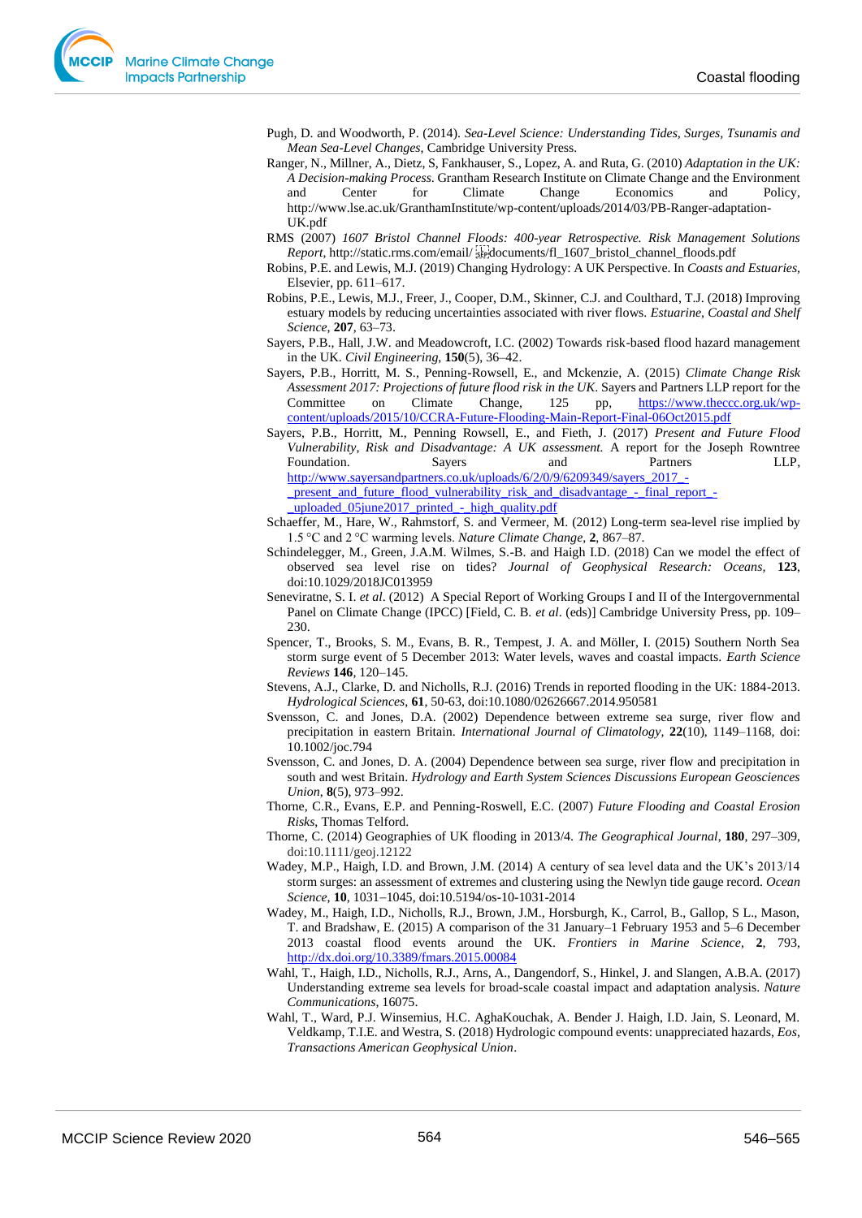Pugh, D. and Woodworth, P. (2014). *Sea-Level Science: Understanding Tides, Surges, Tsunamis and Mean Sea-Level Changes*, Cambridge University Press.

Ranger, N., Millner, A., Dietz, S, Fankhauser, S., Lopez, A. and Ruta, G. (2010) *Adaptation in the UK: A Decision-making Process*. Grantham Research Institute on Climate Change and the Environment and Center for Climate Change Economics and Policy, http://www.lse.ac.uk/GranthamInstitute/wp-content/uploads/2014/03/PB-Ranger-adaptation-UK.pdf

RMS (2007) *1607 Bristol Channel Floods: 400-year Retrospective. Risk Management Solutions Report*, http://static.rms.com/email/ documents/fl_1607_bristol_channel_floods.pdf

Robins, P.E. and Lewis, M.J. (2019) Changing Hydrology: A UK Perspective. In *Coasts and Estuaries*, Elsevier, pp. 611–617.

Robins, P.E., Lewis, M.J., Freer, J., Cooper, D.M., Skinner, C.J. and Coulthard, T.J. (2018) Improving estuary models by reducing uncertainties associated with river flows. *Estuarine, Coastal and Shelf Science*, **207**, 63–73.

Sayers, P.B., Hall, J.W. and Meadowcroft, I.C. (2002) Towards risk-based flood hazard management in the UK. *Civil Engineering*, **150**(5), 36–42.

Sayers, P.B., Horritt, M. S., Penning-Rowsell, E., and Mckenzie, A. (2015) *Climate Change Risk Assessment 2017: Projections of future flood risk in the UK*. Sayers and Partners LLP report for the Committee on Climate Change, 125 pp, https://www.theccc.org.uk/wp-content/uploads/2015/10/CCRA-Future-Flooding-Main-Report-Final-06Oct2015.pdf

Sayers, P.B., Horritt, M., Penning Rowsell, E., and Fieth, J. (2017) *Present and Future Flood Vulnerability, Risk and Disadvantage: A UK assessment.* A report for the Joseph Rowntree Foundation. Sayers and Partners LLP, http://www.sayersandpartners.co.uk/uploads/6/2/0/9/6209349/sayers_2017_-_present_and_future_flood_vulnerability_risk_and_disadvantage_-_final_report_-_uploaded_05june2017_printed_-_high_quality.pdf

Schaeffer, M., Hare, W., Rahmstorf, S. and Vermeer, M. (2012) Long-term sea-level rise implied by 1.5 °C and 2 °C warming levels. *Nature Climate Change*, **2**, 867–87.

Schindelegger, M., Green, J.A.M. Wilmes, S.-B. and Haigh I.D. (2018) Can we model the effect of observed sea level rise on tides? *Journal of Geophysical Research: Oceans*, **123**, doi:10.1029/2018JC013959

Seneviratne, S. I. *et al*. (2012) A Special Report of Working Groups I and II of the Intergovernmental Panel on Climate Change (IPCC) [Field, C. B. *et al*. (eds)] Cambridge University Press, pp. 109–230.

Spencer, T., Brooks, S. M., Evans, B. R., Tempest, J. A. and Möller, I. (2015) Southern North Sea storm surge event of 5 December 2013: Water levels, waves and coastal impacts. *Earth Science Reviews* **146**, 120–145.

Stevens, A.J., Clarke, D. and Nicholls, R.J. (2016) Trends in reported flooding in the UK: 1884-2013. *Hydrological Sciences*, **61**, 50-63, doi:10.1080/02626667.2014.950581

Svensson, C. and Jones, D.A. (2002) Dependence between extreme sea surge, river flow and precipitation in eastern Britain. *International Journal of Climatology*, **22**(10), 1149–1168, doi: 10.1002/joc.794

Svensson, C. and Jones, D. A. (2004) Dependence between sea surge, river flow and precipitation in south and west Britain. *Hydrology and Earth System Sciences Discussions European Geosciences Union*, **8**(5), 973–992.

Thorne, C.R., Evans, E.P. and Penning-Roswell, E.C. (2007) *Future Flooding and Coastal Erosion Risks*, Thomas Telford.

Thorne, C. (2014) Geographies of UK flooding in 2013/4. *The Geographical Journal*, **180**, 297–309, doi:10.1111/geoj.12122

Wadey, M.P., Haigh, I.D. and Brown, J.M. (2014) A century of sea level data and the UK's 2013/14 storm surges: an assessment of extremes and clustering using the Newlyn tide gauge record. *Ocean Science*, **10**, 1031–1045, doi:10.5194/os-10-1031-2014

Wadey, M., Haigh, I.D., Nicholls, R.J., Brown, J.M., Horsburgh, K., Carrol, B., Gallop, S L., Mason, T. and Bradshaw, E. (2015) A comparison of the 31 January–1 February 1953 and 5–6 December 2013 coastal flood events around the UK. *Frontiers in Marine Science*, **2**, 793, http://dx.doi.org/10.3389/fmars.2015.00084

Wahl, T., Haigh, I.D., Nicholls, R.J., Arns, A., Dangendorf, S., Hinkel, J. and Slangen, A.B.A. (2017) Understanding extreme sea levels for broad-scale coastal impact and adaptation analysis. *Nature Communications*, 16075.

Wahl, T., Ward, P.J. Winsemius, H.C. AghaKouchak, A. Bender J. Haigh, I.D. Jain, S. Leonard, M. Veldkamp, T.I.E. and Westra, S. (2018) Hydrologic compound events: unappreciated hazards, *Eos, Transactions American Geophysical Union*.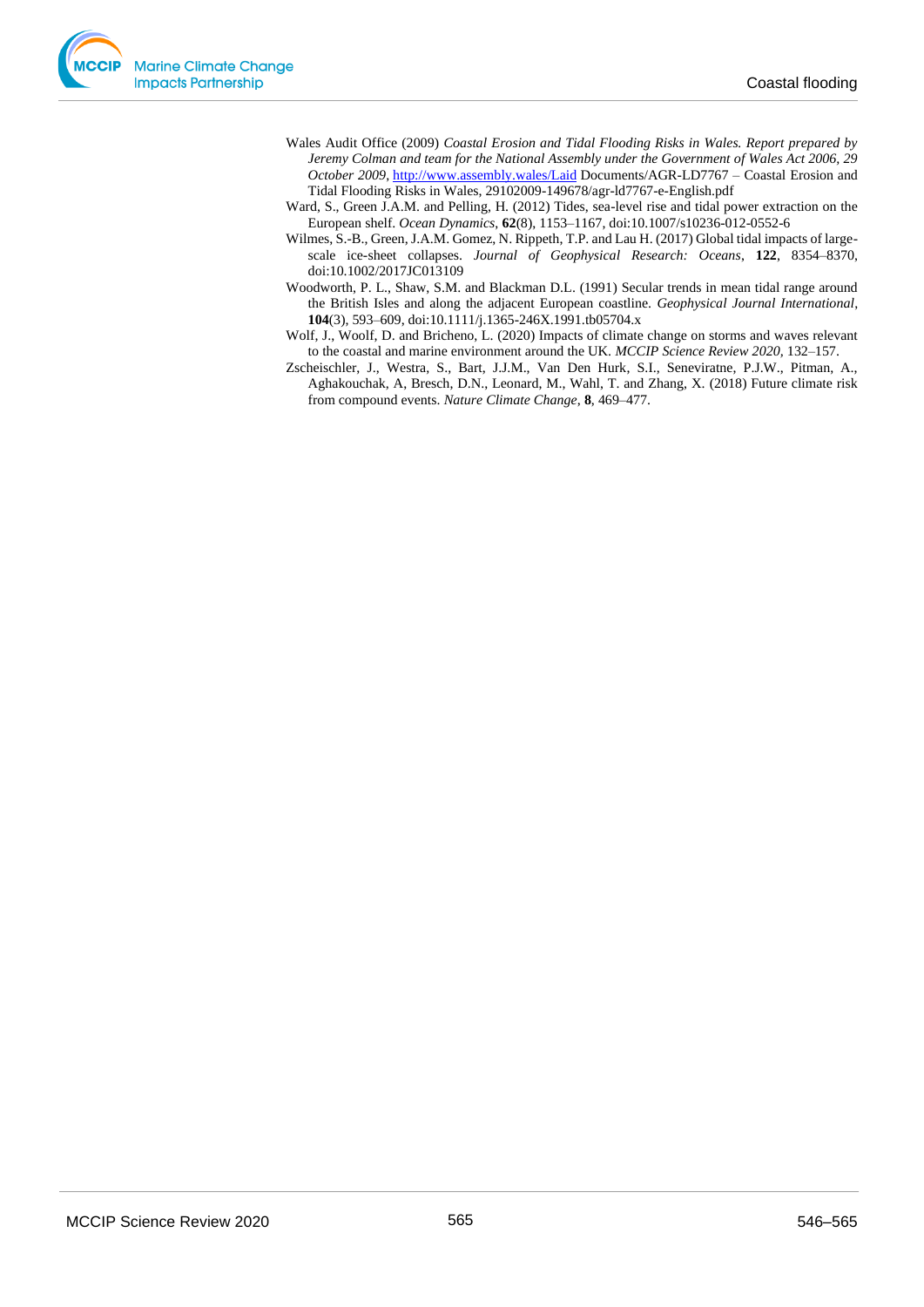Wales Audit Office (2009) *Coastal Erosion and Tidal Flooding Risks in Wales. Report prepared by Jeremy Colman and team for the National Assembly under the Government of Wales Act 2006, 29 October 2009*, http://www.assembly.wales/Laid Documents/AGR-LD7767 – Coastal Erosion and Tidal Flooding Risks in Wales, 29102009-149678/agr-ld7767-e-English.pdf

Ward, S., Green J.A.M. and Pelling, H. (2012) Tides, sea-level rise and tidal power extraction on the European shelf. *Ocean Dynamics*, **62**(8), 1153–1167, doi:10.1007/s10236-012-0552-6

Wilmes, S.-B., Green, J.A.M. Gomez, N. Rippeth, T.P. and Lau H. (2017) Global tidal impacts of large-scale ice-sheet collapses. *Journal of Geophysical Research: Oceans*, **122**, 8354–8370, doi:10.1002/2017JC013109

Woodworth, P. L., Shaw, S.M. and Blackman D.L. (1991) Secular trends in mean tidal range around the British Isles and along the adjacent European coastline. *Geophysical Journal International*, **104**(3), 593–609, doi:10.1111/j.1365-246X.1991.tb05704.x

Wolf, J., Woolf, D. and Bricheno, L. (2020) Impacts of climate change on storms and waves relevant to the coastal and marine environment around the UK. *MCCIP Science Review 2020*, 132–157.

Zscheischler, J., Westra, S., Bart, J.J.M., Van Den Hurk, S.I., Seneviratne, P.J.W., Pitman, A., Aghakouchak, A, Bresch, D.N., Leonard, M., Wahl, T. and Zhang, X. (2018) Future climate risk from compound events. *Nature Climate Change*, **8**, 469–477.